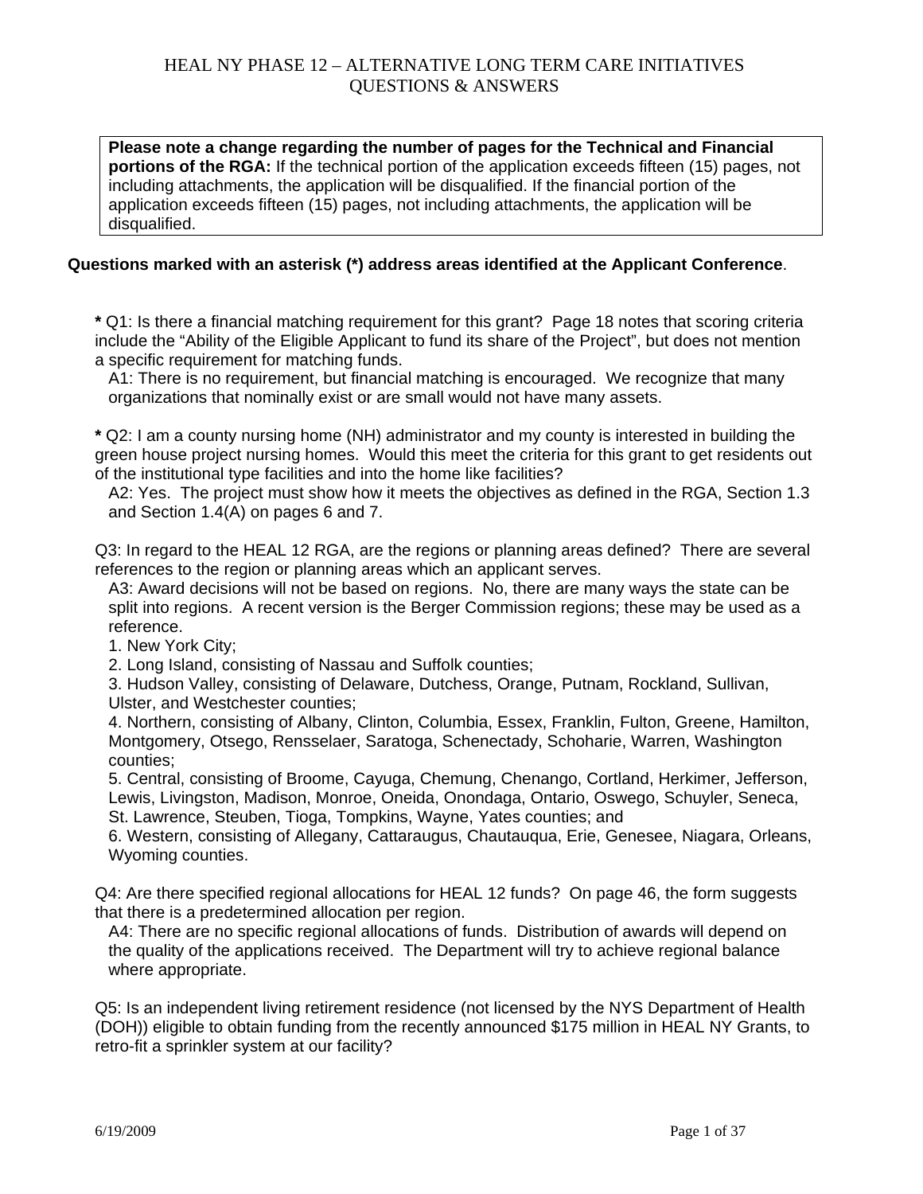# HEAL NY PHASE 12 – ALTERNATIVE LONG TERM CARE INITIATIVES QUESTIONS & ANSWERS

> **Please note a change regarding the number of pages for the Technical and Financial portions of the RGA:** If the technical portion of the application exceeds fifteen (15) pages, not including attachments, the application will be disqualified. If the financial portion of the application exceeds fifteen (15) pages, not including attachments, the application will be disqualified.

**Questions marked with an asterisk (*) address areas identified at the Applicant Conference**.

**\*** Q1: Is there a financial matching requirement for this grant? Page 18 notes that scoring criteria include the "Ability of the Eligible Applicant to fund its share of the Project", but does not mention a specific requirement for matching funds.

A1: There is no requirement, but financial matching is encouraged. We recognize that many organizations that nominally exist or are small would not have many assets.

**\*** Q2: I am a county nursing home (NH) administrator and my county is interested in building the green house project nursing homes. Would this meet the criteria for this grant to get residents out of the institutional type facilities and into the home like facilities?

A2: Yes. The project must show how it meets the objectives as defined in the RGA, Section 1.3 and Section 1.4(A) on pages 6 and 7.

Q3: In regard to the HEAL 12 RGA, are the regions or planning areas defined? There are several references to the region or planning areas which an applicant serves.

A3: Award decisions will not be based on regions. No, there are many ways the state can be split into regions. A recent version is the Berger Commission regions; these may be used as a reference.

1. New York City;
2. Long Island, consisting of Nassau and Suffolk counties;
3. Hudson Valley, consisting of Delaware, Dutchess, Orange, Putnam, Rockland, Sullivan, Ulster, and Westchester counties;
4. Northern, consisting of Albany, Clinton, Columbia, Essex, Franklin, Fulton, Greene, Hamilton, Montgomery, Otsego, Rensselaer, Saratoga, Schenectady, Schoharie, Warren, Washington counties;
5. Central, consisting of Broome, Cayuga, Chemung, Chenango, Cortland, Herkimer, Jefferson, Lewis, Livingston, Madison, Monroe, Oneida, Onondaga, Ontario, Oswego, Schuyler, Seneca, St. Lawrence, Steuben, Tioga, Tompkins, Wayne, Yates counties; and
6. Western, consisting of Allegany, Cattaraugus, Chautauqua, Erie, Genesee, Niagara, Orleans, Wyoming counties.

Q4: Are there specified regional allocations for HEAL 12 funds? On page 46, the form suggests that there is a predetermined allocation per region.

A4: There are no specific regional allocations of funds. Distribution of awards will depend on the quality of the applications received. The Department will try to achieve regional balance where appropriate.

Q5: Is an independent living retirement residence (not licensed by the NYS Department of Health (DOH)) eligible to obtain funding from the recently announced $175 million in HEAL NY Grants, to retro-fit a sprinkler system at our facility?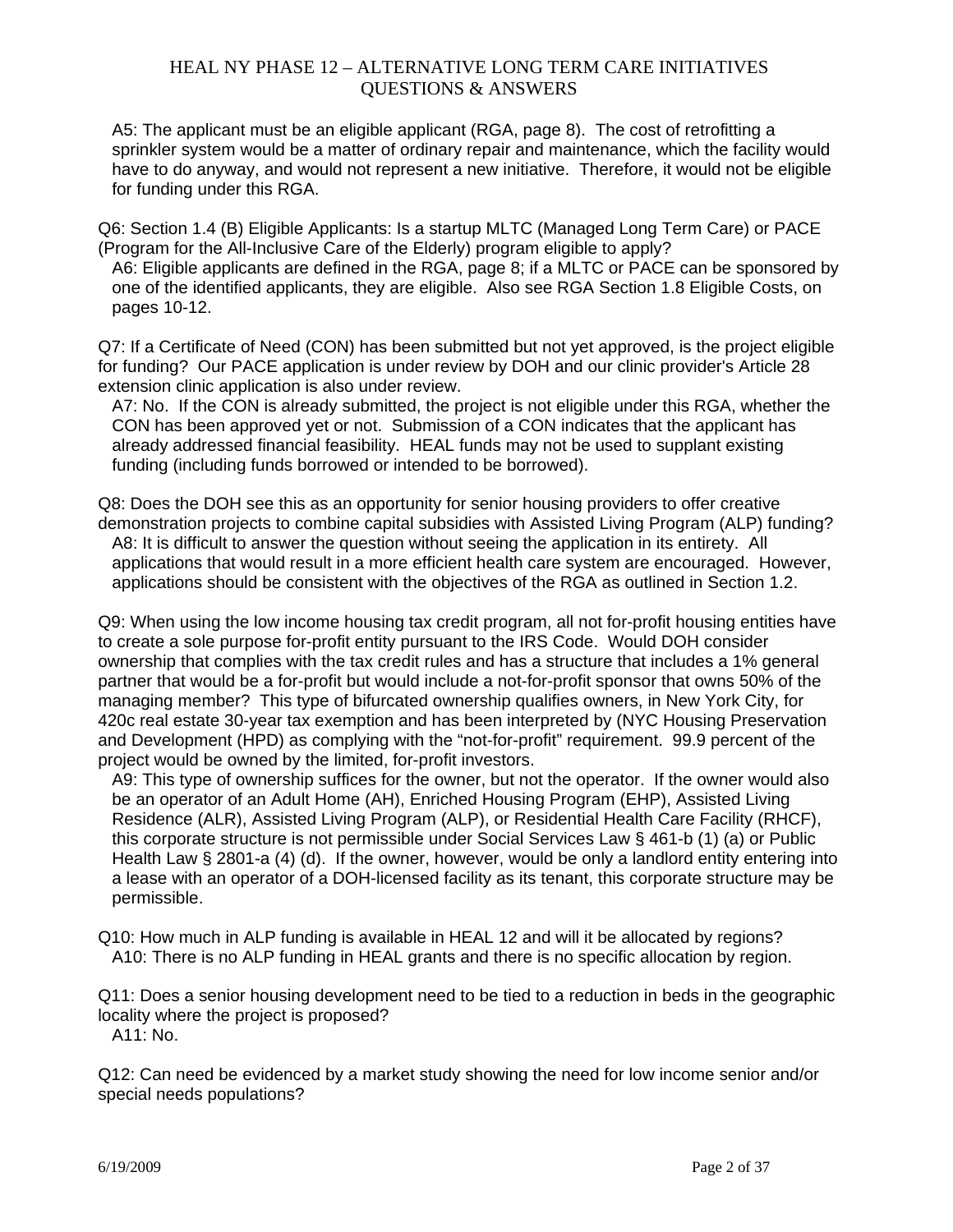A5: The applicant must be an eligible applicant (RGA, page 8). The cost of retrofitting a sprinkler system would be a matter of ordinary repair and maintenance, which the facility would have to do anyway, and would not represent a new initiative. Therefore, it would not be eligible for funding under this RGA.

Q6: Section 1.4 (B) Eligible Applicants: Is a startup MLTC (Managed Long Term Care) or PACE (Program for the All-Inclusive Care of the Elderly) program eligible to apply?

A6: Eligible applicants are defined in the RGA, page 8; if a MLTC or PACE can be sponsored by one of the identified applicants, they are eligible. Also see RGA Section 1.8 Eligible Costs, on pages 10-12.

Q7: If a Certificate of Need (CON) has been submitted but not yet approved, is the project eligible for funding? Our PACE application is under review by DOH and our clinic provider's Article 28 extension clinic application is also under review.

A7: No. If the CON is already submitted, the project is not eligible under this RGA, whether the CON has been approved yet or not. Submission of a CON indicates that the applicant has already addressed financial feasibility. HEAL funds may not be used to supplant existing funding (including funds borrowed or intended to be borrowed).

Q8: Does the DOH see this as an opportunity for senior housing providers to offer creative demonstration projects to combine capital subsidies with Assisted Living Program (ALP) funding?

A8: It is difficult to answer the question without seeing the application in its entirety. All applications that would result in a more efficient health care system are encouraged. However, applications should be consistent with the objectives of the RGA as outlined in Section 1.2.

Q9: When using the low income housing tax credit program, all not for-profit housing entities have to create a sole purpose for-profit entity pursuant to the IRS Code. Would DOH consider ownership that complies with the tax credit rules and has a structure that includes a 1% general partner that would be a for-profit but would include a not-for-profit sponsor that owns 50% of the managing member? This type of bifurcated ownership qualifies owners, in New York City, for 420c real estate 30-year tax exemption and has been interpreted by (NYC Housing Preservation and Development (HPD) as complying with the "not-for-profit" requirement. 99.9 percent of the project would be owned by the limited, for-profit investors.

A9: This type of ownership suffices for the owner, but not the operator. If the owner would also be an operator of an Adult Home (AH), Enriched Housing Program (EHP), Assisted Living Residence (ALR), Assisted Living Program (ALP), or Residential Health Care Facility (RHCF), this corporate structure is not permissible under Social Services Law § 461-b (1) (a) or Public Health Law § 2801-a (4) (d). If the owner, however, would be only a landlord entity entering into a lease with an operator of a DOH-licensed facility as its tenant, this corporate structure may be permissible.

Q10: How much in ALP funding is available in HEAL 12 and will it be allocated by regions?

A10: There is no ALP funding in HEAL grants and there is no specific allocation by region.

Q11: Does a senior housing development need to be tied to a reduction in beds in the geographic locality where the project is proposed?

A11: No.

Q12: Can need be evidenced by a market study showing the need for low income senior and/or special needs populations?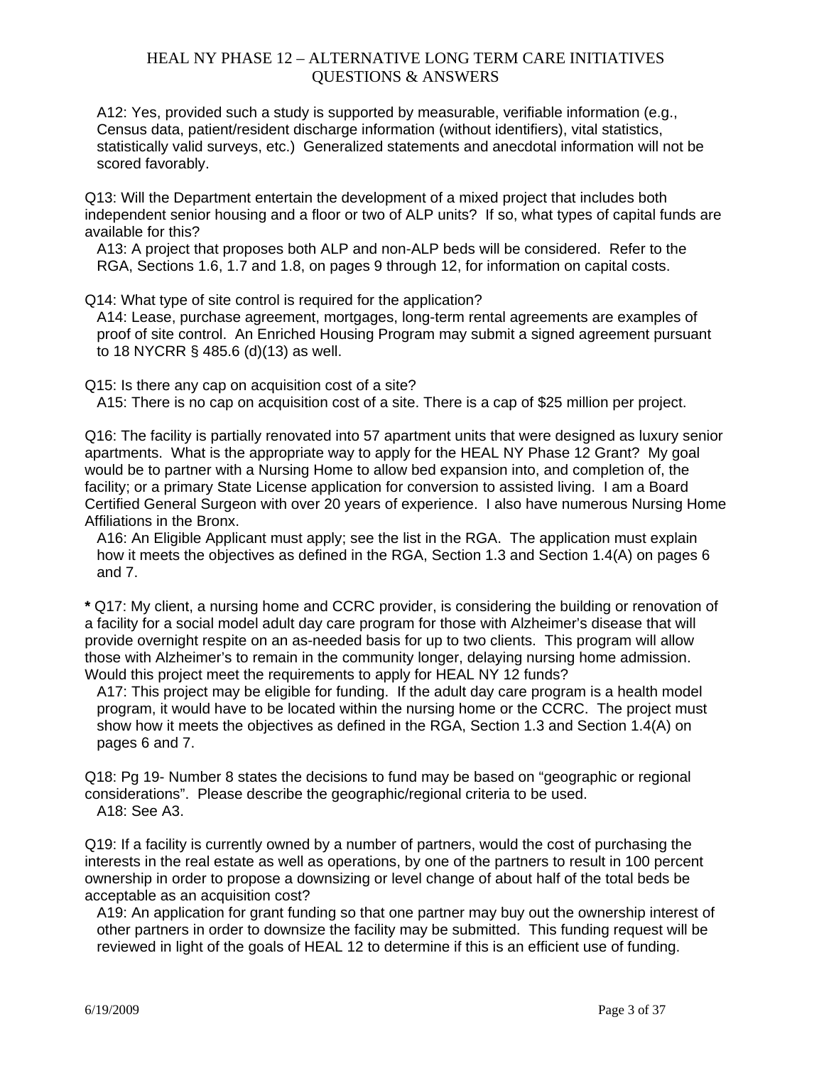A12: Yes, provided such a study is supported by measurable, verifiable information (e.g., Census data, patient/resident discharge information (without identifiers), vital statistics, statistically valid surveys, etc.) Generalized statements and anecdotal information will not be scored favorably.

Q13: Will the Department entertain the development of a mixed project that includes both independent senior housing and a floor or two of ALP units? If so, what types of capital funds are available for this?

A13: A project that proposes both ALP and non-ALP beds will be considered. Refer to the RGA, Sections 1.6, 1.7 and 1.8, on pages 9 through 12, for information on capital costs.

Q14: What type of site control is required for the application?

A14: Lease, purchase agreement, mortgages, long-term rental agreements are examples of proof of site control. An Enriched Housing Program may submit a signed agreement pursuant to 18 NYCRR § 485.6 (d)(13) as well.

Q15: Is there any cap on acquisition cost of a site?

A15: There is no cap on acquisition cost of a site. There is a cap of $25 million per project.

Q16: The facility is partially renovated into 57 apartment units that were designed as luxury senior apartments. What is the appropriate way to apply for the HEAL NY Phase 12 Grant? My goal would be to partner with a Nursing Home to allow bed expansion into, and completion of, the facility; or a primary State License application for conversion to assisted living. I am a Board Certified General Surgeon with over 20 years of experience. I also have numerous Nursing Home Affiliations in the Bronx.

A16: An Eligible Applicant must apply; see the list in the RGA. The application must explain how it meets the objectives as defined in the RGA, Section 1.3 and Section 1.4(A) on pages 6 and 7.

**\*** Q17: My client, a nursing home and CCRC provider, is considering the building or renovation of a facility for a social model adult day care program for those with Alzheimer's disease that will provide overnight respite on an as-needed basis for up to two clients. This program will allow those with Alzheimer's to remain in the community longer, delaying nursing home admission. Would this project meet the requirements to apply for HEAL NY 12 funds?

A17: This project may be eligible for funding. If the adult day care program is a health model program, it would have to be located within the nursing home or the CCRC. The project must show how it meets the objectives as defined in the RGA, Section 1.3 and Section 1.4(A) on pages 6 and 7.

Q18: Pg 19- Number 8 states the decisions to fund may be based on "geographic or regional considerations". Please describe the geographic/regional criteria to be used.

A18: See A3.

Q19: If a facility is currently owned by a number of partners, would the cost of purchasing the interests in the real estate as well as operations, by one of the partners to result in 100 percent ownership in order to propose a downsizing or level change of about half of the total beds be acceptable as an acquisition cost?

A19: An application for grant funding so that one partner may buy out the ownership interest of other partners in order to downsize the facility may be submitted. This funding request will be reviewed in light of the goals of HEAL 12 to determine if this is an efficient use of funding.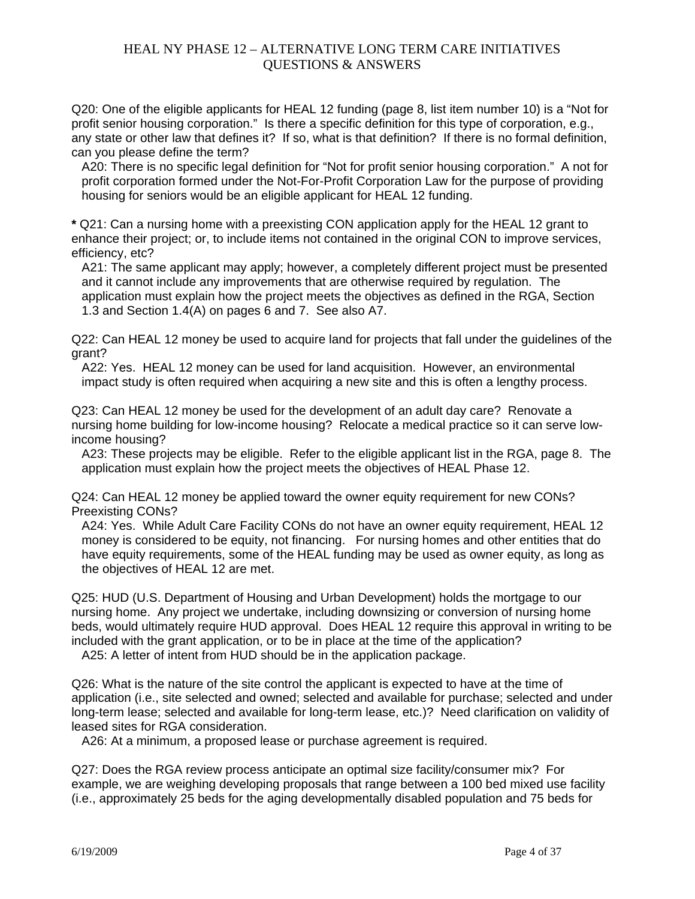Q20: One of the eligible applicants for HEAL 12 funding (page 8, list item number 10) is a "Not for profit senior housing corporation." Is there a specific definition for this type of corporation, e.g., any state or other law that defines it? If so, what is that definition? If there is no formal definition, can you please define the term?

A20: There is no specific legal definition for "Not for profit senior housing corporation." A not for profit corporation formed under the Not-For-Profit Corporation Law for the purpose of providing housing for seniors would be an eligible applicant for HEAL 12 funding.

**\*** Q21: Can a nursing home with a preexisting CON application apply for the HEAL 12 grant to enhance their project; or, to include items not contained in the original CON to improve services, efficiency, etc?

A21: The same applicant may apply; however, a completely different project must be presented and it cannot include any improvements that are otherwise required by regulation. The application must explain how the project meets the objectives as defined in the RGA, Section 1.3 and Section 1.4(A) on pages 6 and 7. See also A7.

Q22: Can HEAL 12 money be used to acquire land for projects that fall under the guidelines of the grant?

A22: Yes. HEAL 12 money can be used for land acquisition. However, an environmental impact study is often required when acquiring a new site and this is often a lengthy process.

Q23: Can HEAL 12 money be used for the development of an adult day care? Renovate a nursing home building for low-income housing? Relocate a medical practice so it can serve low-income housing?

A23: These projects may be eligible. Refer to the eligible applicant list in the RGA, page 8. The application must explain how the project meets the objectives of HEAL Phase 12.

Q24: Can HEAL 12 money be applied toward the owner equity requirement for new CONs? Preexisting CONs?

A24: Yes. While Adult Care Facility CONs do not have an owner equity requirement, HEAL 12 money is considered to be equity, not financing. For nursing homes and other entities that do have equity requirements, some of the HEAL funding may be used as owner equity, as long as the objectives of HEAL 12 are met.

Q25: HUD (U.S. Department of Housing and Urban Development) holds the mortgage to our nursing home. Any project we undertake, including downsizing or conversion of nursing home beds, would ultimately require HUD approval. Does HEAL 12 require this approval in writing to be included with the grant application, or to be in place at the time of the application?

A25: A letter of intent from HUD should be in the application package.

Q26: What is the nature of the site control the applicant is expected to have at the time of application (i.e., site selected and owned; selected and available for purchase; selected and under long-term lease; selected and available for long-term lease, etc.)? Need clarification on validity of leased sites for RGA consideration.

A26: At a minimum, a proposed lease or purchase agreement is required.

Q27: Does the RGA review process anticipate an optimal size facility/consumer mix? For example, we are weighing developing proposals that range between a 100 bed mixed use facility (i.e., approximately 25 beds for the aging developmentally disabled population and 75 beds for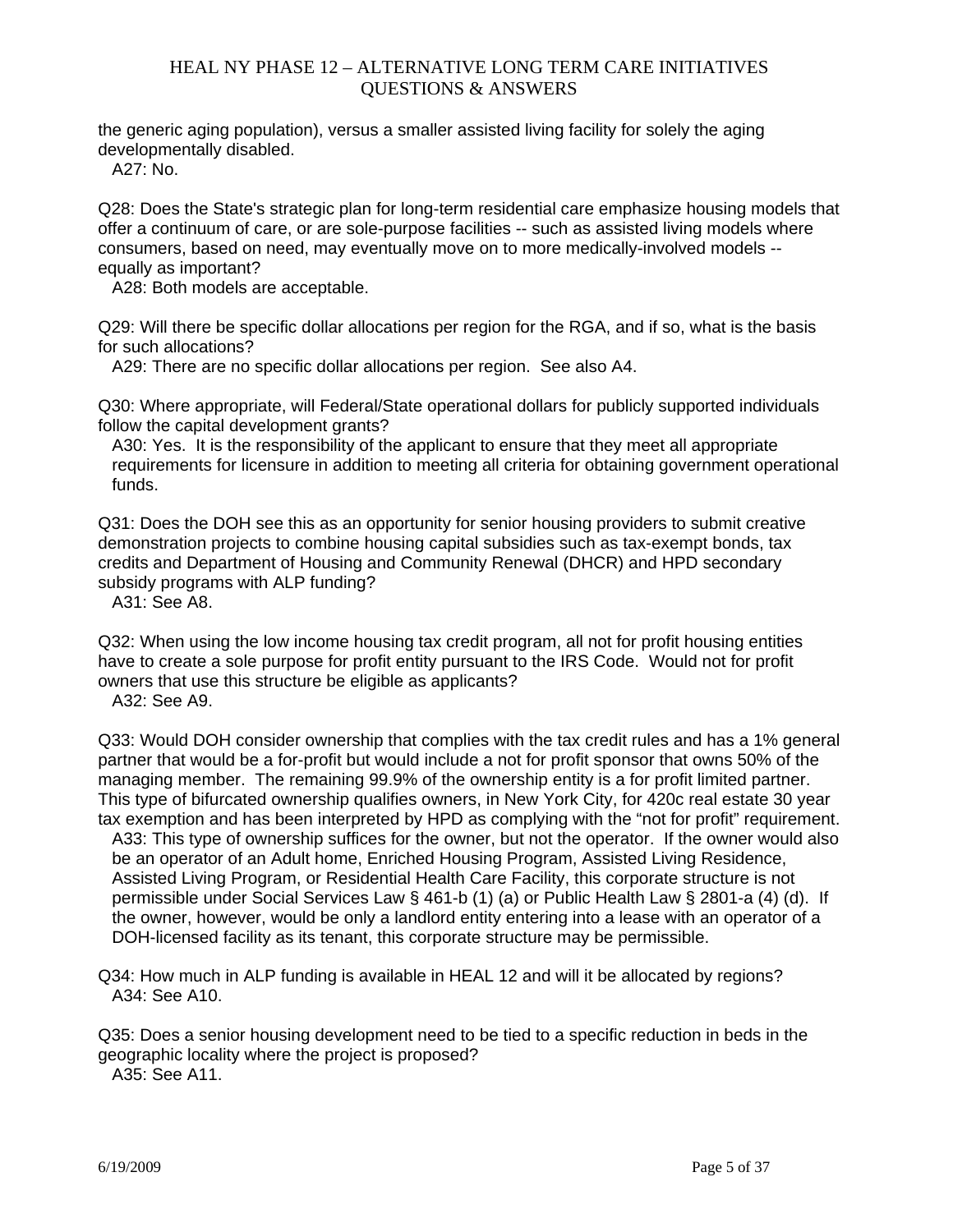the generic aging population), versus a smaller assisted living facility for solely the aging developmentally disabled.

A27: No.

Q28: Does the State's strategic plan for long-term residential care emphasize housing models that offer a continuum of care, or are sole-purpose facilities -- such as assisted living models where consumers, based on need, may eventually move on to more medically-involved models -- equally as important?

A28: Both models are acceptable.

Q29: Will there be specific dollar allocations per region for the RGA, and if so, what is the basis for such allocations?

A29: There are no specific dollar allocations per region. See also A4.

Q30: Where appropriate, will Federal/State operational dollars for publicly supported individuals follow the capital development grants?

A30: Yes. It is the responsibility of the applicant to ensure that they meet all appropriate requirements for licensure in addition to meeting all criteria for obtaining government operational funds.

Q31: Does the DOH see this as an opportunity for senior housing providers to submit creative demonstration projects to combine housing capital subsidies such as tax-exempt bonds, tax credits and Department of Housing and Community Renewal (DHCR) and HPD secondary subsidy programs with ALP funding?

A31: See A8.

Q32: When using the low income housing tax credit program, all not for profit housing entities have to create a sole purpose for profit entity pursuant to the IRS Code. Would not for profit owners that use this structure be eligible as applicants?

A32: See A9.

Q33: Would DOH consider ownership that complies with the tax credit rules and has a 1% general partner that would be a for-profit but would include a not for profit sponsor that owns 50% of the managing member. The remaining 99.9% of the ownership entity is a for profit limited partner. This type of bifurcated ownership qualifies owners, in New York City, for 420c real estate 30 year tax exemption and has been interpreted by HPD as complying with the "not for profit" requirement.

A33: This type of ownership suffices for the owner, but not the operator. If the owner would also be an operator of an Adult home, Enriched Housing Program, Assisted Living Residence, Assisted Living Program, or Residential Health Care Facility, this corporate structure is not permissible under Social Services Law § 461-b (1) (a) or Public Health Law § 2801-a (4) (d). If the owner, however, would be only a landlord entity entering into a lease with an operator of a DOH-licensed facility as its tenant, this corporate structure may be permissible.

Q34: How much in ALP funding is available in HEAL 12 and will it be allocated by regions?

A34: See A10.

Q35: Does a senior housing development need to be tied to a specific reduction in beds in the geographic locality where the project is proposed?

A35: See A11.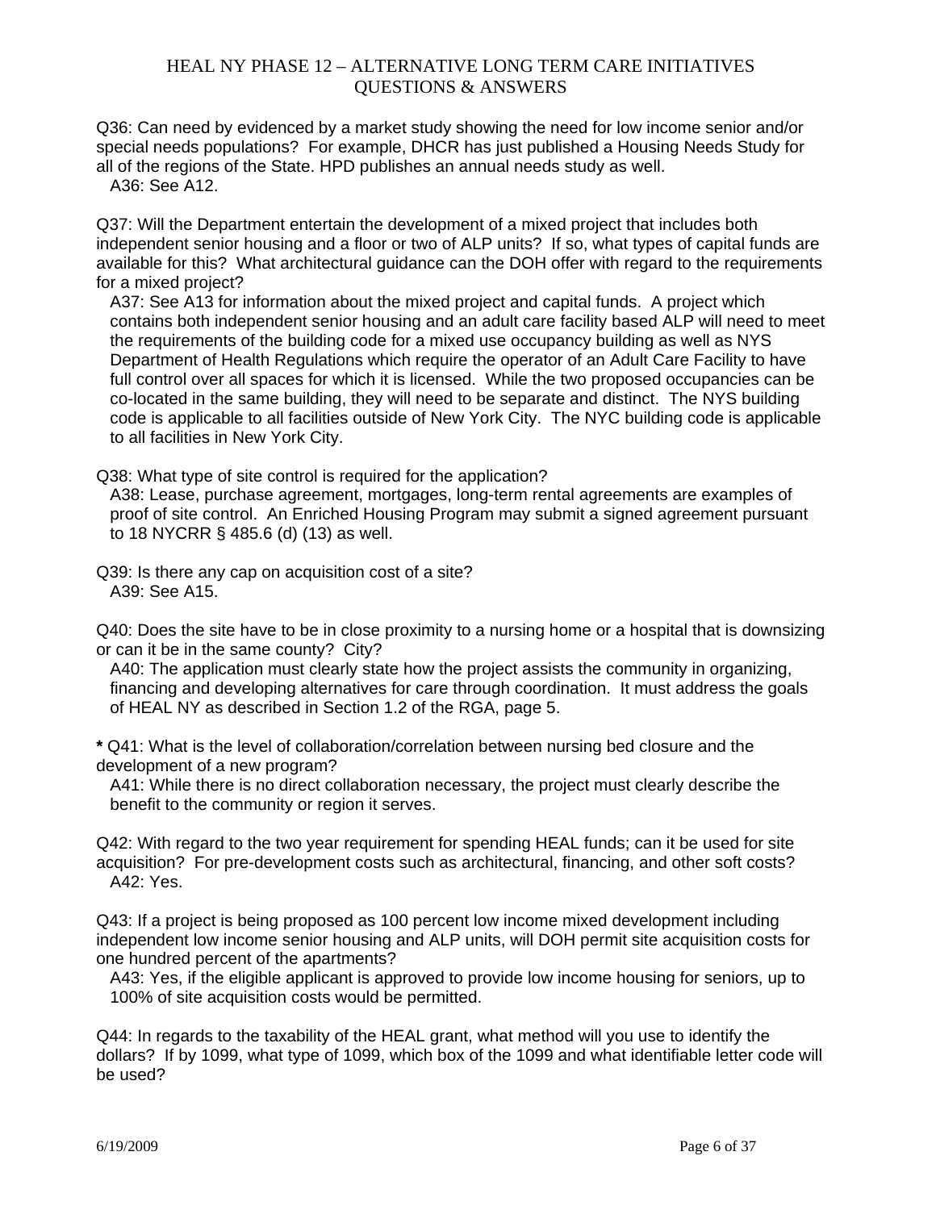Q36: Can need by evidenced by a market study showing the need for low income senior and/or special needs populations? For example, DHCR has just published a Housing Needs Study for all of the regions of the State. HPD publishes an annual needs study as well.

A36: See A12.

Q37: Will the Department entertain the development of a mixed project that includes both independent senior housing and a floor or two of ALP units? If so, what types of capital funds are available for this? What architectural guidance can the DOH offer with regard to the requirements for a mixed project?

A37: See A13 for information about the mixed project and capital funds. A project which contains both independent senior housing and an adult care facility based ALP will need to meet the requirements of the building code for a mixed use occupancy building as well as NYS Department of Health Regulations which require the operator of an Adult Care Facility to have full control over all spaces for which it is licensed. While the two proposed occupancies can be co-located in the same building, they will need to be separate and distinct. The NYS building code is applicable to all facilities outside of New York City. The NYC building code is applicable to all facilities in New York City.

Q38: What type of site control is required for the application?

A38: Lease, purchase agreement, mortgages, long-term rental agreements are examples of proof of site control. An Enriched Housing Program may submit a signed agreement pursuant to 18 NYCRR § 485.6 (d) (13) as well.

Q39: Is there any cap on acquisition cost of a site?

A39: See A15.

Q40: Does the site have to be in close proximity to a nursing home or a hospital that is downsizing or can it be in the same county? City?

A40: The application must clearly state how the project assists the community in organizing, financing and developing alternatives for care through coordination. It must address the goals of HEAL NY as described in Section 1.2 of the RGA, page 5.

**\*** Q41: What is the level of collaboration/correlation between nursing bed closure and the development of a new program?

A41: While there is no direct collaboration necessary, the project must clearly describe the benefit to the community or region it serves.

Q42: With regard to the two year requirement for spending HEAL funds; can it be used for site acquisition? For pre-development costs such as architectural, financing, and other soft costs?

A42: Yes.

Q43: If a project is being proposed as 100 percent low income mixed development including independent low income senior housing and ALP units, will DOH permit site acquisition costs for one hundred percent of the apartments?

A43: Yes, if the eligible applicant is approved to provide low income housing for seniors, up to 100% of site acquisition costs would be permitted.

Q44: In regards to the taxability of the HEAL grant, what method will you use to identify the dollars? If by 1099, what type of 1099, which box of the 1099 and what identifiable letter code will be used?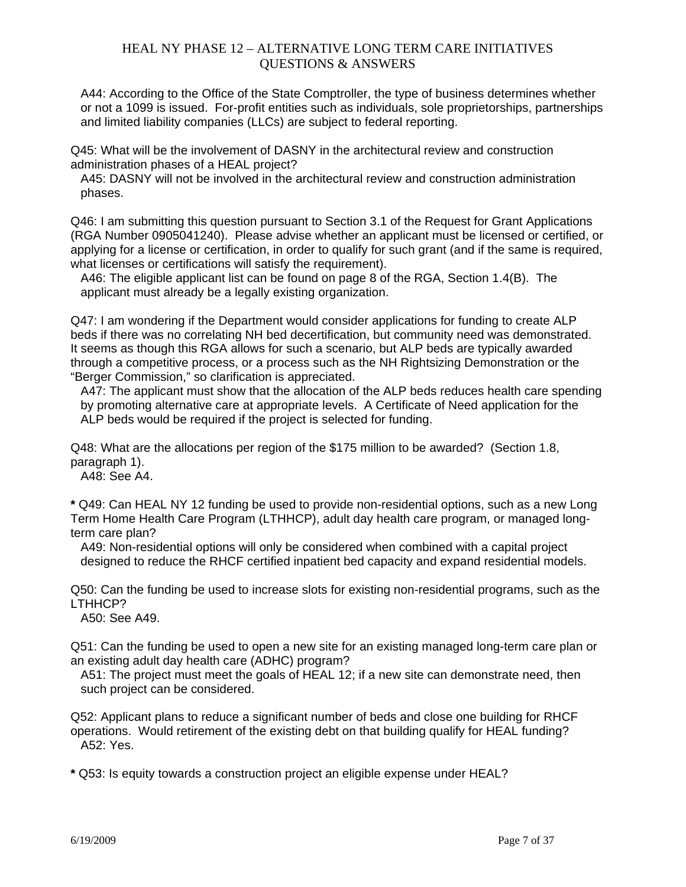A44: According to the Office of the State Comptroller, the type of business determines whether or not a 1099 is issued. For-profit entities such as individuals, sole proprietorships, partnerships and limited liability companies (LLCs) are subject to federal reporting.

Q45: What will be the involvement of DASNY in the architectural review and construction administration phases of a HEAL project?

A45: DASNY will not be involved in the architectural review and construction administration phases.

Q46: I am submitting this question pursuant to Section 3.1 of the Request for Grant Applications (RGA Number 0905041240). Please advise whether an applicant must be licensed or certified, or applying for a license or certification, in order to qualify for such grant (and if the same is required, what licenses or certifications will satisfy the requirement).

A46: The eligible applicant list can be found on page 8 of the RGA, Section 1.4(B). The applicant must already be a legally existing organization.

Q47: I am wondering if the Department would consider applications for funding to create ALP beds if there was no correlating NH bed decertification, but community need was demonstrated. It seems as though this RGA allows for such a scenario, but ALP beds are typically awarded through a competitive process, or a process such as the NH Rightsizing Demonstration or the "Berger Commission," so clarification is appreciated.

A47: The applicant must show that the allocation of the ALP beds reduces health care spending by promoting alternative care at appropriate levels. A Certificate of Need application for the ALP beds would be required if the project is selected for funding.

Q48: What are the allocations per region of the $175 million to be awarded? (Section 1.8, paragraph 1).

A48: See A4.

**\*** Q49: Can HEAL NY 12 funding be used to provide non-residential options, such as a new Long Term Home Health Care Program (LTHHCP), adult day health care program, or managed long-term care plan?

A49: Non-residential options will only be considered when combined with a capital project designed to reduce the RHCF certified inpatient bed capacity and expand residential models.

Q50: Can the funding be used to increase slots for existing non-residential programs, such as the LTHHCP?

A50: See A49.

Q51: Can the funding be used to open a new site for an existing managed long-term care plan or an existing adult day health care (ADHC) program?

A51: The project must meet the goals of HEAL 12; if a new site can demonstrate need, then such project can be considered.

Q52: Applicant plans to reduce a significant number of beds and close one building for RHCF operations. Would retirement of the existing debt on that building qualify for HEAL funding?

A52: Yes.

**\*** Q53: Is equity towards a construction project an eligible expense under HEAL?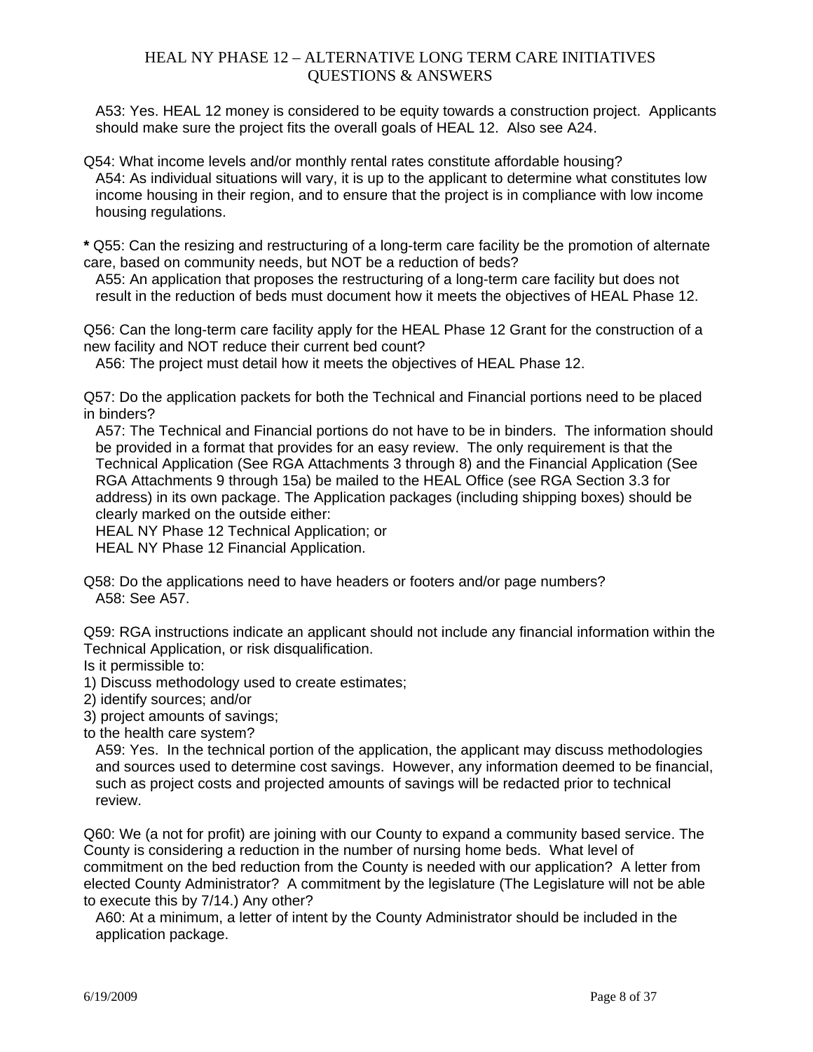A53: Yes. HEAL 12 money is considered to be equity towards a construction project. Applicants should make sure the project fits the overall goals of HEAL 12. Also see A24.

Q54: What income levels and/or monthly rental rates constitute affordable housing?

A54: As individual situations will vary, it is up to the applicant to determine what constitutes low income housing in their region, and to ensure that the project is in compliance with low income housing regulations.

**\*** Q55: Can the resizing and restructuring of a long-term care facility be the promotion of alternate care, based on community needs, but NOT be a reduction of beds?

A55: An application that proposes the restructuring of a long-term care facility but does not result in the reduction of beds must document how it meets the objectives of HEAL Phase 12.

Q56: Can the long-term care facility apply for the HEAL Phase 12 Grant for the construction of a new facility and NOT reduce their current bed count?

A56: The project must detail how it meets the objectives of HEAL Phase 12.

Q57: Do the application packets for both the Technical and Financial portions need to be placed in binders?

A57: The Technical and Financial portions do not have to be in binders. The information should be provided in a format that provides for an easy review. The only requirement is that the Technical Application (See RGA Attachments 3 through 8) and the Financial Application (See RGA Attachments 9 through 15a) be mailed to the HEAL Office (see RGA Section 3.3 for address) in its own package. The Application packages (including shipping boxes) should be clearly marked on the outside either:
HEAL NY Phase 12 Technical Application; or
HEAL NY Phase 12 Financial Application.

Q58: Do the applications need to have headers or footers and/or page numbers?

A58: See A57.

Q59: RGA instructions indicate an applicant should not include any financial information within the Technical Application, or risk disqualification.
Is it permissible to:
1) Discuss methodology used to create estimates;
2) identify sources; and/or
3) project amounts of savings;
to the health care system?

A59: Yes. In the technical portion of the application, the applicant may discuss methodologies and sources used to determine cost savings. However, any information deemed to be financial, such as project costs and projected amounts of savings will be redacted prior to technical review.

Q60: We (a not for profit) are joining with our County to expand a community based service. The County is considering a reduction in the number of nursing home beds. What level of commitment on the bed reduction from the County is needed with our application? A letter from elected County Administrator? A commitment by the legislature (The Legislature will not be able to execute this by 7/14.) Any other?

A60: At a minimum, a letter of intent by the County Administrator should be included in the application package.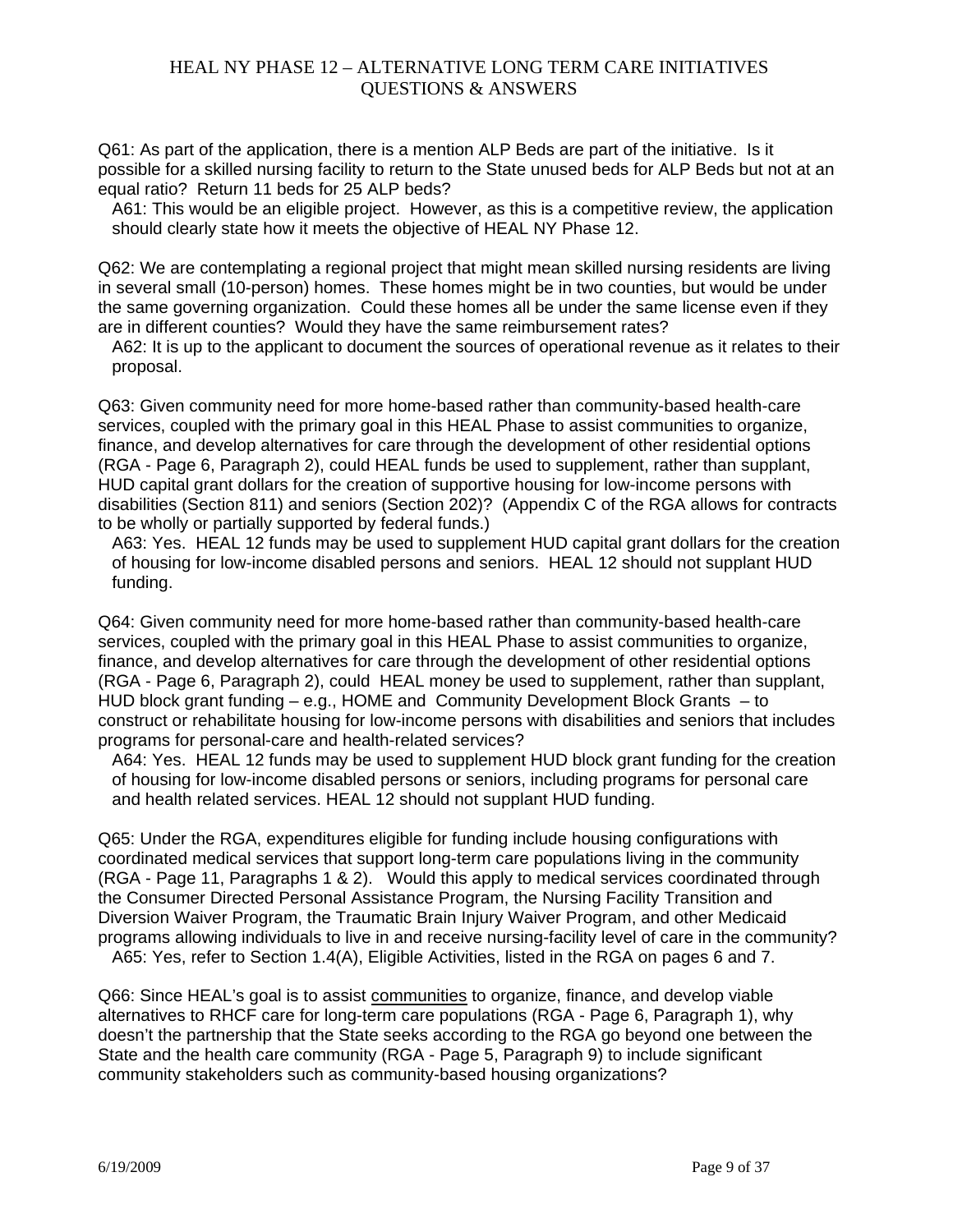Q61: As part of the application, there is a mention ALP Beds are part of the initiative. Is it possible for a skilled nursing facility to return to the State unused beds for ALP Beds but not at an equal ratio? Return 11 beds for 25 ALP beds?

A61: This would be an eligible project. However, as this is a competitive review, the application should clearly state how it meets the objective of HEAL NY Phase 12.

Q62: We are contemplating a regional project that might mean skilled nursing residents are living in several small (10-person) homes. These homes might be in two counties, but would be under the same governing organization. Could these homes all be under the same license even if they are in different counties? Would they have the same reimbursement rates?

A62: It is up to the applicant to document the sources of operational revenue as it relates to their proposal.

Q63: Given community need for more home-based rather than community-based health-care services, coupled with the primary goal in this HEAL Phase to assist communities to organize, finance, and develop alternatives for care through the development of other residential options (RGA - Page 6, Paragraph 2), could HEAL funds be used to supplement, rather than supplant, HUD capital grant dollars for the creation of supportive housing for low-income persons with disabilities (Section 811) and seniors (Section 202)? (Appendix C of the RGA allows for contracts to be wholly or partially supported by federal funds.)

A63: Yes. HEAL 12 funds may be used to supplement HUD capital grant dollars for the creation of housing for low-income disabled persons and seniors. HEAL 12 should not supplant HUD funding.

Q64: Given community need for more home-based rather than community-based health-care services, coupled with the primary goal in this HEAL Phase to assist communities to organize, finance, and develop alternatives for care through the development of other residential options (RGA - Page 6, Paragraph 2), could HEAL money be used to supplement, rather than supplant, HUD block grant funding – e.g., HOME and Community Development Block Grants – to construct or rehabilitate housing for low-income persons with disabilities and seniors that includes programs for personal-care and health-related services?

A64: Yes. HEAL 12 funds may be used to supplement HUD block grant funding for the creation of housing for low-income disabled persons or seniors, including programs for personal care and health related services. HEAL 12 should not supplant HUD funding.

Q65: Under the RGA, expenditures eligible for funding include housing configurations with coordinated medical services that support long-term care populations living in the community (RGA - Page 11, Paragraphs 1 & 2). Would this apply to medical services coordinated through the Consumer Directed Personal Assistance Program, the Nursing Facility Transition and Diversion Waiver Program, the Traumatic Brain Injury Waiver Program, and other Medicaid programs allowing individuals to live in and receive nursing-facility level of care in the community?

A65: Yes, refer to Section 1.4(A), Eligible Activities, listed in the RGA on pages 6 and 7.

Q66: Since HEAL's goal is to assist <u>communities</u> to organize, finance, and develop viable alternatives to RHCF care for long-term care populations (RGA - Page 6, Paragraph 1), why doesn't the partnership that the State seeks according to the RGA go beyond one between the State and the health care community (RGA - Page 5, Paragraph 9) to include significant community stakeholders such as community-based housing organizations?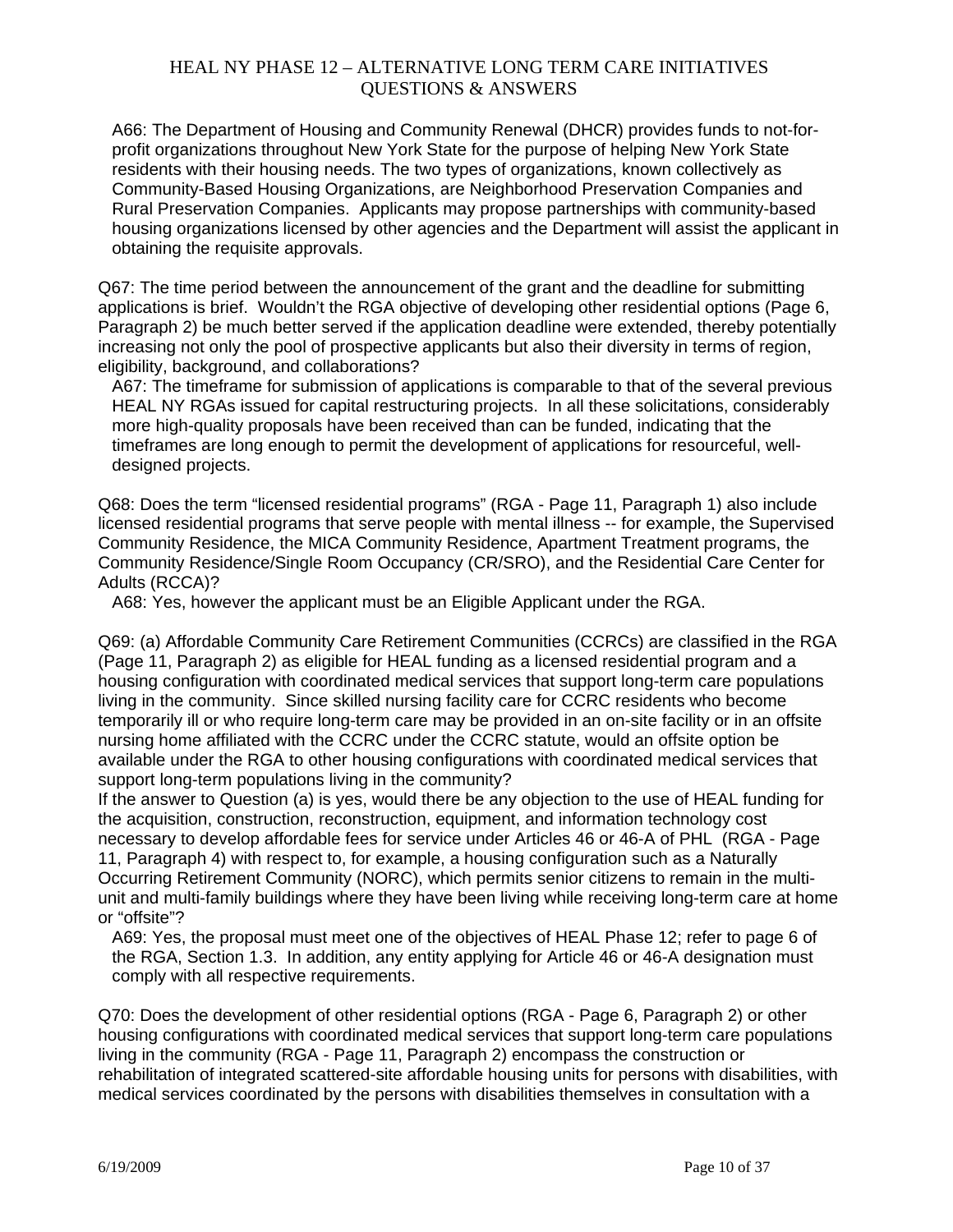A66: The Department of Housing and Community Renewal (DHCR) provides funds to not-for-profit organizations throughout New York State for the purpose of helping New York State residents with their housing needs. The two types of organizations, known collectively as Community-Based Housing Organizations, are Neighborhood Preservation Companies and Rural Preservation Companies. Applicants may propose partnerships with community-based housing organizations licensed by other agencies and the Department will assist the applicant in obtaining the requisite approvals.

Q67: The time period between the announcement of the grant and the deadline for submitting applications is brief. Wouldn't the RGA objective of developing other residential options (Page 6, Paragraph 2) be much better served if the application deadline were extended, thereby potentially increasing not only the pool of prospective applicants but also their diversity in terms of region, eligibility, background, and collaborations?

A67: The timeframe for submission of applications is comparable to that of the several previous HEAL NY RGAs issued for capital restructuring projects. In all these solicitations, considerably more high-quality proposals have been received than can be funded, indicating that the timeframes are long enough to permit the development of applications for resourceful, well-designed projects.

Q68: Does the term "licensed residential programs" (RGA - Page 11, Paragraph 1) also include licensed residential programs that serve people with mental illness -- for example, the Supervised Community Residence, the MICA Community Residence, Apartment Treatment programs, the Community Residence/Single Room Occupancy (CR/SRO), and the Residential Care Center for Adults (RCCA)?

A68: Yes, however the applicant must be an Eligible Applicant under the RGA.

Q69: (a) Affordable Community Care Retirement Communities (CCRCs) are classified in the RGA (Page 11, Paragraph 2) as eligible for HEAL funding as a licensed residential program and a housing configuration with coordinated medical services that support long-term care populations living in the community. Since skilled nursing facility care for CCRC residents who become temporarily ill or who require long-term care may be provided in an on-site facility or in an offsite nursing home affiliated with the CCRC under the CCRC statute, would an offsite option be available under the RGA to other housing configurations with coordinated medical services that support long-term populations living in the community?

If the answer to Question (a) is yes, would there be any objection to the use of HEAL funding for the acquisition, construction, reconstruction, equipment, and information technology cost necessary to develop affordable fees for service under Articles 46 or 46-A of PHL (RGA - Page 11, Paragraph 4) with respect to, for example, a housing configuration such as a Naturally Occurring Retirement Community (NORC), which permits senior citizens to remain in the multi-unit and multi-family buildings where they have been living while receiving long-term care at home or "offsite"?

A69: Yes, the proposal must meet one of the objectives of HEAL Phase 12; refer to page 6 of the RGA, Section 1.3. In addition, any entity applying for Article 46 or 46-A designation must comply with all respective requirements.

Q70: Does the development of other residential options (RGA - Page 6, Paragraph 2) or other housing configurations with coordinated medical services that support long-term care populations living in the community (RGA - Page 11, Paragraph 2) encompass the construction or rehabilitation of integrated scattered-site affordable housing units for persons with disabilities, with medical services coordinated by the persons with disabilities themselves in consultation with a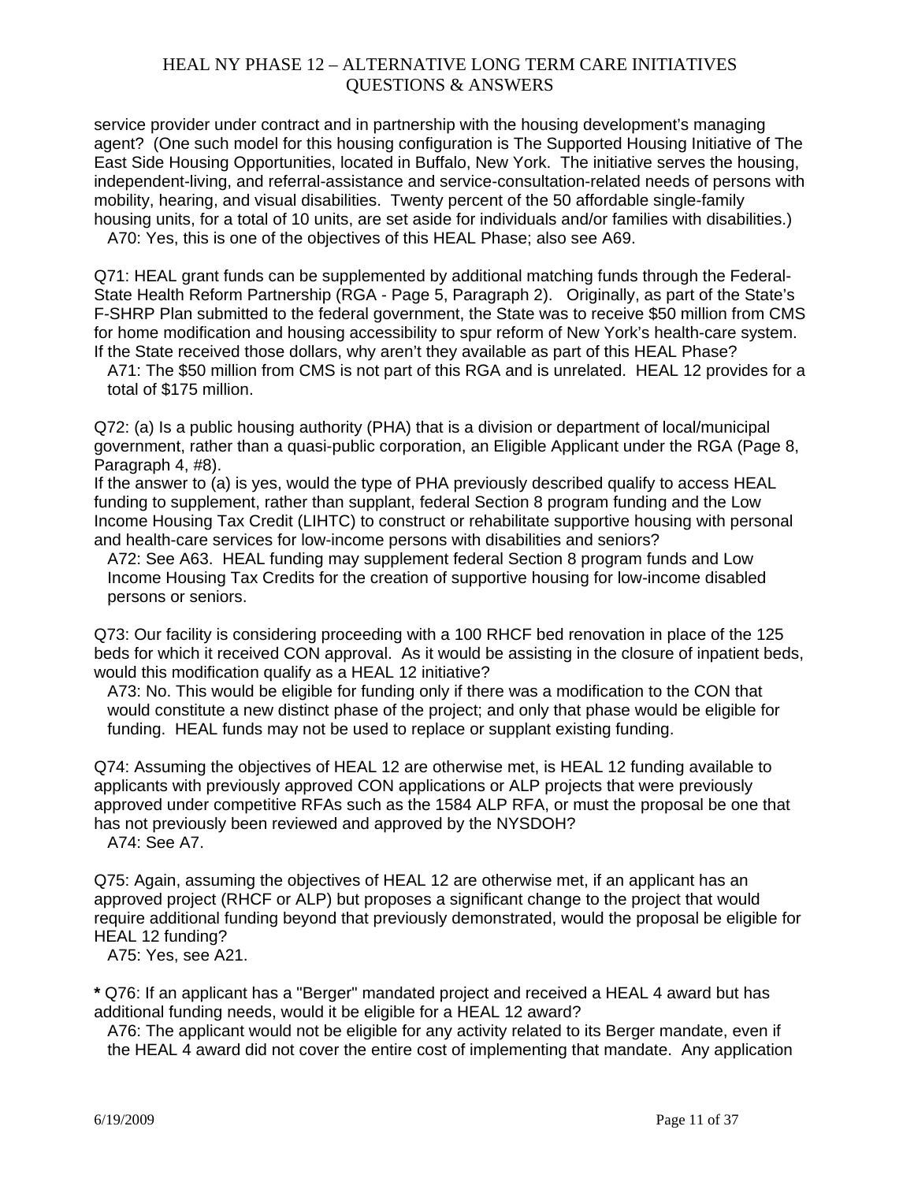service provider under contract and in partnership with the housing development's managing agent? (One such model for this housing configuration is The Supported Housing Initiative of The East Side Housing Opportunities, located in Buffalo, New York. The initiative serves the housing, independent-living, and referral-assistance and service-consultation-related needs of persons with mobility, hearing, and visual disabilities. Twenty percent of the 50 affordable single-family housing units, for a total of 10 units, are set aside for individuals and/or families with disabilities.)

A70: Yes, this is one of the objectives of this HEAL Phase; also see A69.

Q71: HEAL grant funds can be supplemented by additional matching funds through the Federal-State Health Reform Partnership (RGA - Page 5, Paragraph 2). Originally, as part of the State's F-SHRP Plan submitted to the federal government, the State was to receive $50 million from CMS for home modification and housing accessibility to spur reform of New York's health-care system. If the State received those dollars, why aren't they available as part of this HEAL Phase?

A71: The $50 million from CMS is not part of this RGA and is unrelated. HEAL 12 provides for a total of $175 million.

Q72: (a) Is a public housing authority (PHA) that is a division or department of local/municipal government, rather than a quasi-public corporation, an Eligible Applicant under the RGA (Page 8, Paragraph 4, #8).
If the answer to (a) is yes, would the type of PHA previously described qualify to access HEAL funding to supplement, rather than supplant, federal Section 8 program funding and the Low Income Housing Tax Credit (LIHTC) to construct or rehabilitate supportive housing with personal and health-care services for low-income persons with disabilities and seniors?

A72: See A63. HEAL funding may supplement federal Section 8 program funds and Low Income Housing Tax Credits for the creation of supportive housing for low-income disabled persons or seniors.

Q73: Our facility is considering proceeding with a 100 RHCF bed renovation in place of the 125 beds for which it received CON approval. As it would be assisting in the closure of inpatient beds, would this modification qualify as a HEAL 12 initiative?

A73: No. This would be eligible for funding only if there was a modification to the CON that would constitute a new distinct phase of the project; and only that phase would be eligible for funding. HEAL funds may not be used to replace or supplant existing funding.

Q74: Assuming the objectives of HEAL 12 are otherwise met, is HEAL 12 funding available to applicants with previously approved CON applications or ALP projects that were previously approved under competitive RFAs such as the 1584 ALP RFA, or must the proposal be one that has not previously been reviewed and approved by the NYSDOH?

A74: See A7.

Q75: Again, assuming the objectives of HEAL 12 are otherwise met, if an applicant has an approved project (RHCF or ALP) but proposes a significant change to the project that would require additional funding beyond that previously demonstrated, would the proposal be eligible for HEAL 12 funding?

A75: Yes, see A21.

**\*** Q76: If an applicant has a "Berger" mandated project and received a HEAL 4 award but has additional funding needs, would it be eligible for a HEAL 12 award?

A76: The applicant would not be eligible for any activity related to its Berger mandate, even if the HEAL 4 award did not cover the entire cost of implementing that mandate. Any application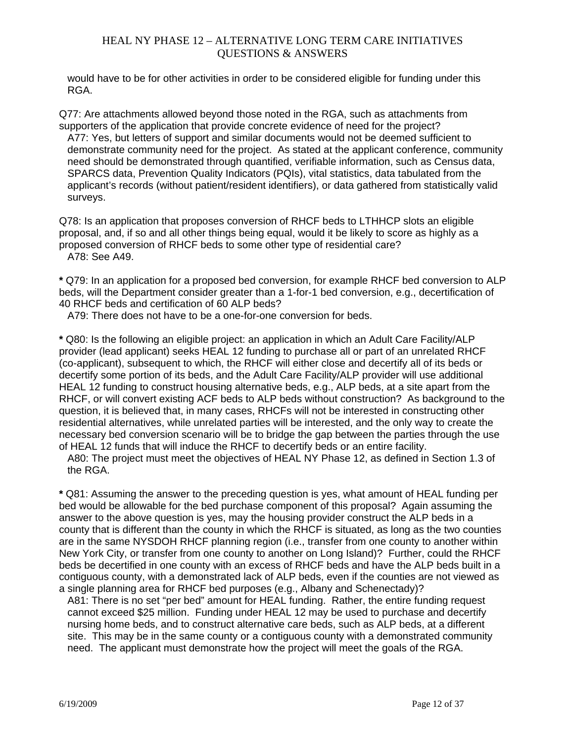would have to be for other activities in order to be considered eligible for funding under this RGA.

Q77: Are attachments allowed beyond those noted in the RGA, such as attachments from supporters of the application that provide concrete evidence of need for the project?

A77: Yes, but letters of support and similar documents would not be deemed sufficient to demonstrate community need for the project. As stated at the applicant conference, community need should be demonstrated through quantified, verifiable information, such as Census data, SPARCS data, Prevention Quality Indicators (PQIs), vital statistics, data tabulated from the applicant's records (without patient/resident identifiers), or data gathered from statistically valid surveys.

Q78: Is an application that proposes conversion of RHCF beds to LTHHCP slots an eligible proposal, and, if so and all other things being equal, would it be likely to score as highly as a proposed conversion of RHCF beds to some other type of residential care?

A78: See A49.

**\*** Q79: In an application for a proposed bed conversion, for example RHCF bed conversion to ALP beds, will the Department consider greater than a 1-for-1 bed conversion, e.g., decertification of 40 RHCF beds and certification of 60 ALP beds?

A79: There does not have to be a one-for-one conversion for beds.

**\*** Q80: Is the following an eligible project: an application in which an Adult Care Facility/ALP provider (lead applicant) seeks HEAL 12 funding to purchase all or part of an unrelated RHCF (co-applicant), subsequent to which, the RHCF will either close and decertify all of its beds or decertify some portion of its beds, and the Adult Care Facility/ALP provider will use additional HEAL 12 funding to construct housing alternative beds, e.g., ALP beds, at a site apart from the RHCF, or will convert existing ACF beds to ALP beds without construction? As background to the question, it is believed that, in many cases, RHCFs will not be interested in constructing other residential alternatives, while unrelated parties will be interested, and the only way to create the necessary bed conversion scenario will be to bridge the gap between the parties through the use of HEAL 12 funds that will induce the RHCF to decertify beds or an entire facility.

A80: The project must meet the objectives of HEAL NY Phase 12, as defined in Section 1.3 of the RGA.

**\*** Q81: Assuming the answer to the preceding question is yes, what amount of HEAL funding per bed would be allowable for the bed purchase component of this proposal? Again assuming the answer to the above question is yes, may the housing provider construct the ALP beds in a county that is different than the county in which the RHCF is situated, as long as the two counties are in the same NYSDOH RHCF planning region (i.e., transfer from one county to another within New York City, or transfer from one county to another on Long Island)? Further, could the RHCF beds be decertified in one county with an excess of RHCF beds and have the ALP beds built in a contiguous county, with a demonstrated lack of ALP beds, even if the counties are not viewed as a single planning area for RHCF bed purposes (e.g., Albany and Schenectady)?

A81: There is no set "per bed" amount for HEAL funding. Rather, the entire funding request cannot exceed $25 million. Funding under HEAL 12 may be used to purchase and decertify nursing home beds, and to construct alternative care beds, such as ALP beds, at a different site. This may be in the same county or a contiguous county with a demonstrated community need. The applicant must demonstrate how the project will meet the goals of the RGA.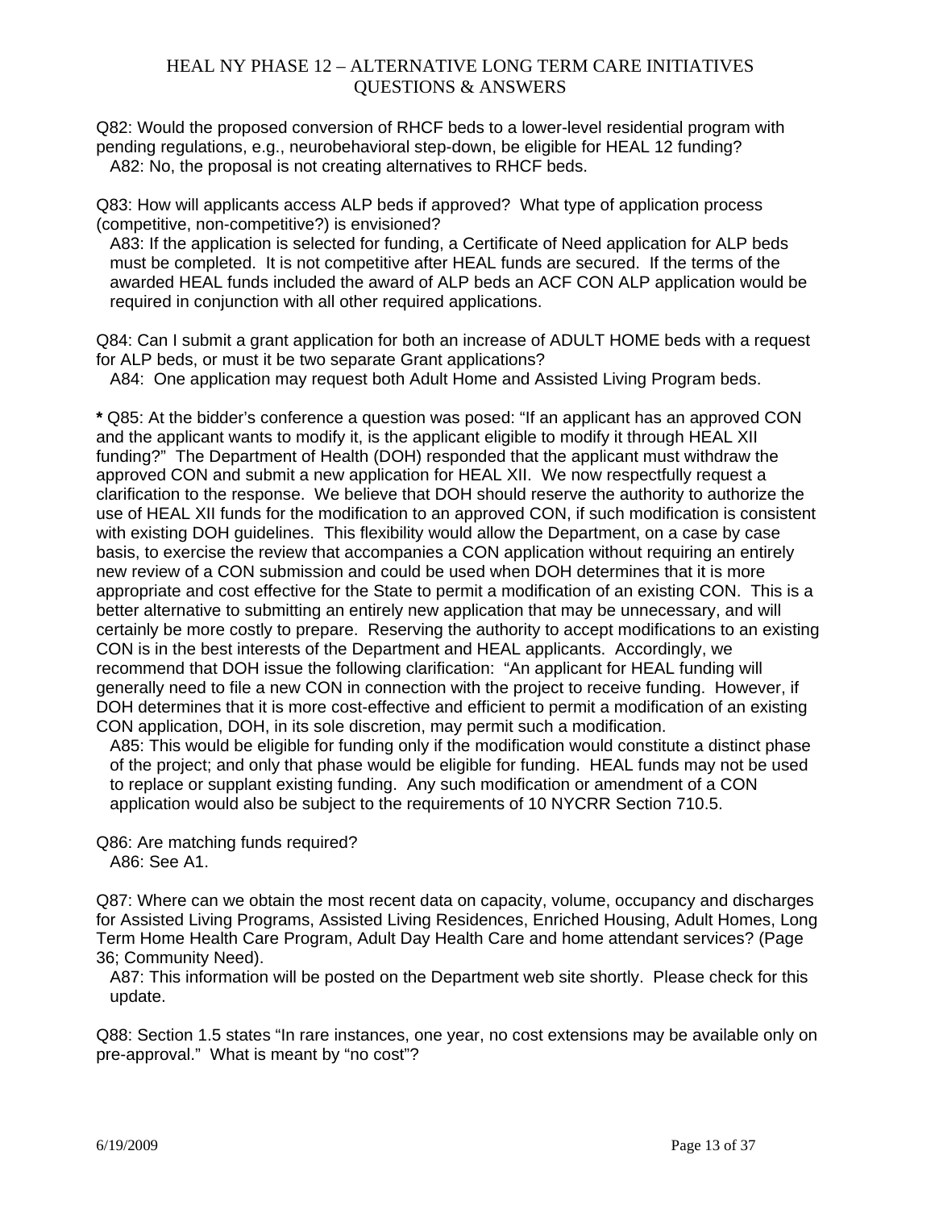Q82: Would the proposed conversion of RHCF beds to a lower-level residential program with pending regulations, e.g., neurobehavioral step-down, be eligible for HEAL 12 funding?

A82: No, the proposal is not creating alternatives to RHCF beds.

Q83: How will applicants access ALP beds if approved? What type of application process (competitive, non-competitive?) is envisioned?

A83: If the application is selected for funding, a Certificate of Need application for ALP beds must be completed. It is not competitive after HEAL funds are secured. If the terms of the awarded HEAL funds included the award of ALP beds an ACF CON ALP application would be required in conjunction with all other required applications.

Q84: Can I submit a grant application for both an increase of ADULT HOME beds with a request for ALP beds, or must it be two separate Grant applications?

A84: One application may request both Adult Home and Assisted Living Program beds.

**\*** Q85: At the bidder's conference a question was posed: "If an applicant has an approved CON and the applicant wants to modify it, is the applicant eligible to modify it through HEAL XII funding?" The Department of Health (DOH) responded that the applicant must withdraw the approved CON and submit a new application for HEAL XII. We now respectfully request a clarification to the response. We believe that DOH should reserve the authority to authorize the use of HEAL XII funds for the modification to an approved CON, if such modification is consistent with existing DOH guidelines. This flexibility would allow the Department, on a case by case basis, to exercise the review that accompanies a CON application without requiring an entirely new review of a CON submission and could be used when DOH determines that it is more appropriate and cost effective for the State to permit a modification of an existing CON. This is a better alternative to submitting an entirely new application that may be unnecessary, and will certainly be more costly to prepare. Reserving the authority to accept modifications to an existing CON is in the best interests of the Department and HEAL applicants. Accordingly, we recommend that DOH issue the following clarification: "An applicant for HEAL funding will generally need to file a new CON in connection with the project to receive funding. However, if DOH determines that it is more cost-effective and efficient to permit a modification of an existing CON application, DOH, in its sole discretion, may permit such a modification.

A85: This would be eligible for funding only if the modification would constitute a distinct phase of the project; and only that phase would be eligible for funding. HEAL funds may not be used to replace or supplant existing funding. Any such modification or amendment of a CON application would also be subject to the requirements of 10 NYCRR Section 710.5.

Q86: Are matching funds required?

A86: See A1.

Q87: Where can we obtain the most recent data on capacity, volume, occupancy and discharges for Assisted Living Programs, Assisted Living Residences, Enriched Housing, Adult Homes, Long Term Home Health Care Program, Adult Day Health Care and home attendant services? (Page 36; Community Need).

A87: This information will be posted on the Department web site shortly. Please check for this update.

Q88: Section 1.5 states "In rare instances, one year, no cost extensions may be available only on pre-approval." What is meant by "no cost"?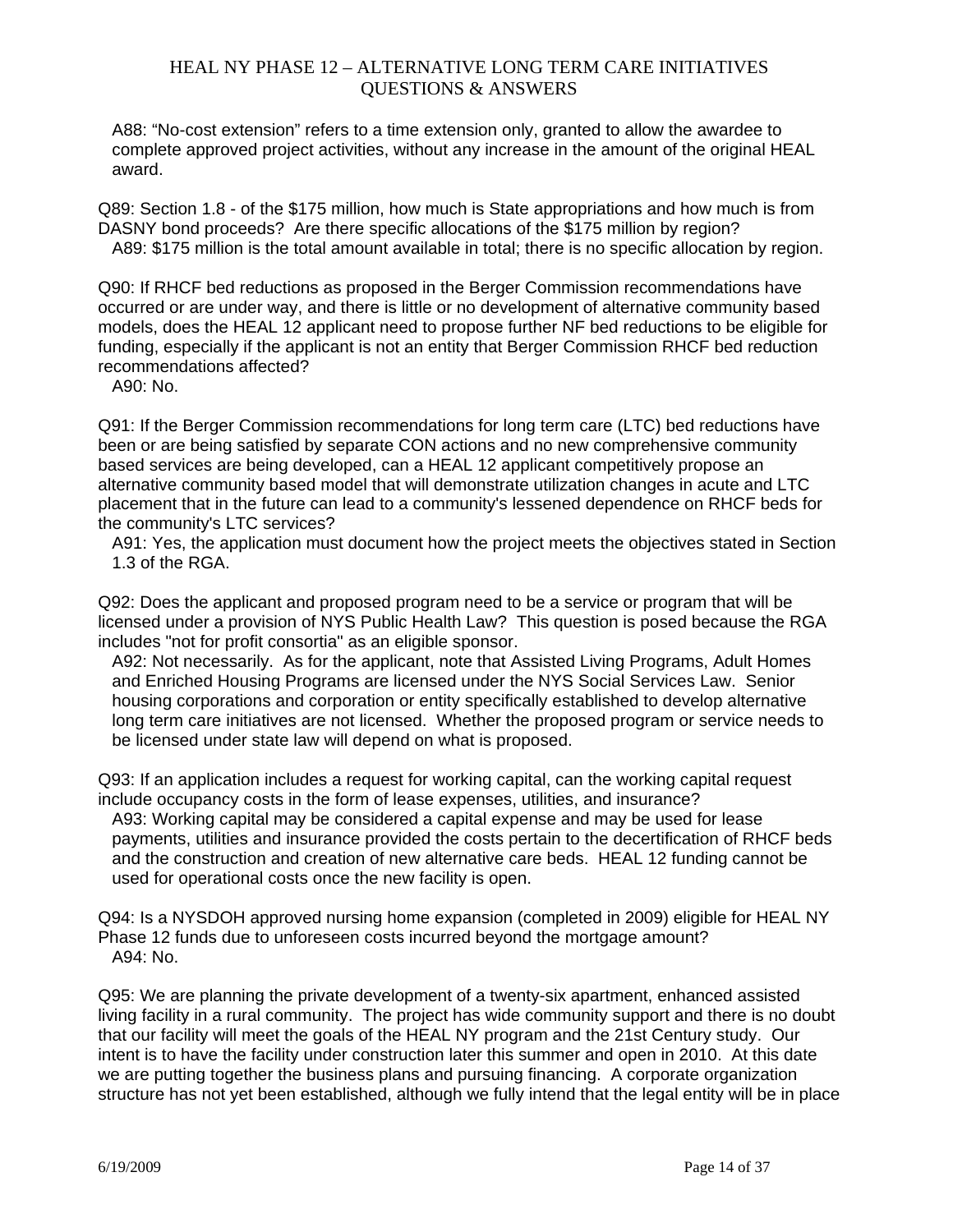A88: “No-cost extension” refers to a time extension only, granted to allow the awardee to complete approved project activities, without any increase in the amount of the original HEAL award.

Q89: Section 1.8 - of the $175 million, how much is State appropriations and how much is from DASNY bond proceeds? Are there specific allocations of the $175 million by region?

A89: $175 million is the total amount available in total; there is no specific allocation by region.

Q90: If RHCF bed reductions as proposed in the Berger Commission recommendations have occurred or are under way, and there is little or no development of alternative community based models, does the HEAL 12 applicant need to propose further NF bed reductions to be eligible for funding, especially if the applicant is not an entity that Berger Commission RHCF bed reduction recommendations affected?

A90: No.

Q91: If the Berger Commission recommendations for long term care (LTC) bed reductions have been or are being satisfied by separate CON actions and no new comprehensive community based services are being developed, can a HEAL 12 applicant competitively propose an alternative community based model that will demonstrate utilization changes in acute and LTC placement that in the future can lead to a community's lessened dependence on RHCF beds for the community's LTC services?

A91: Yes, the application must document how the project meets the objectives stated in Section 1.3 of the RGA.

Q92: Does the applicant and proposed program need to be a service or program that will be licensed under a provision of NYS Public Health Law? This question is posed because the RGA includes "not for profit consortia" as an eligible sponsor.

A92: Not necessarily. As for the applicant, note that Assisted Living Programs, Adult Homes and Enriched Housing Programs are licensed under the NYS Social Services Law. Senior housing corporations and corporation or entity specifically established to develop alternative long term care initiatives are not licensed. Whether the proposed program or service needs to be licensed under state law will depend on what is proposed.

Q93: If an application includes a request for working capital, can the working capital request include occupancy costs in the form of lease expenses, utilities, and insurance?

A93: Working capital may be considered a capital expense and may be used for lease payments, utilities and insurance provided the costs pertain to the decertification of RHCF beds and the construction and creation of new alternative care beds. HEAL 12 funding cannot be used for operational costs once the new facility is open.

Q94: Is a NYSDOH approved nursing home expansion (completed in 2009) eligible for HEAL NY Phase 12 funds due to unforeseen costs incurred beyond the mortgage amount?

A94: No.

Q95: We are planning the private development of a twenty-six apartment, enhanced assisted living facility in a rural community. The project has wide community support and there is no doubt that our facility will meet the goals of the HEAL NY program and the 21st Century study. Our intent is to have the facility under construction later this summer and open in 2010. At this date we are putting together the business plans and pursuing financing. A corporate organization structure has not yet been established, although we fully intend that the legal entity will be in place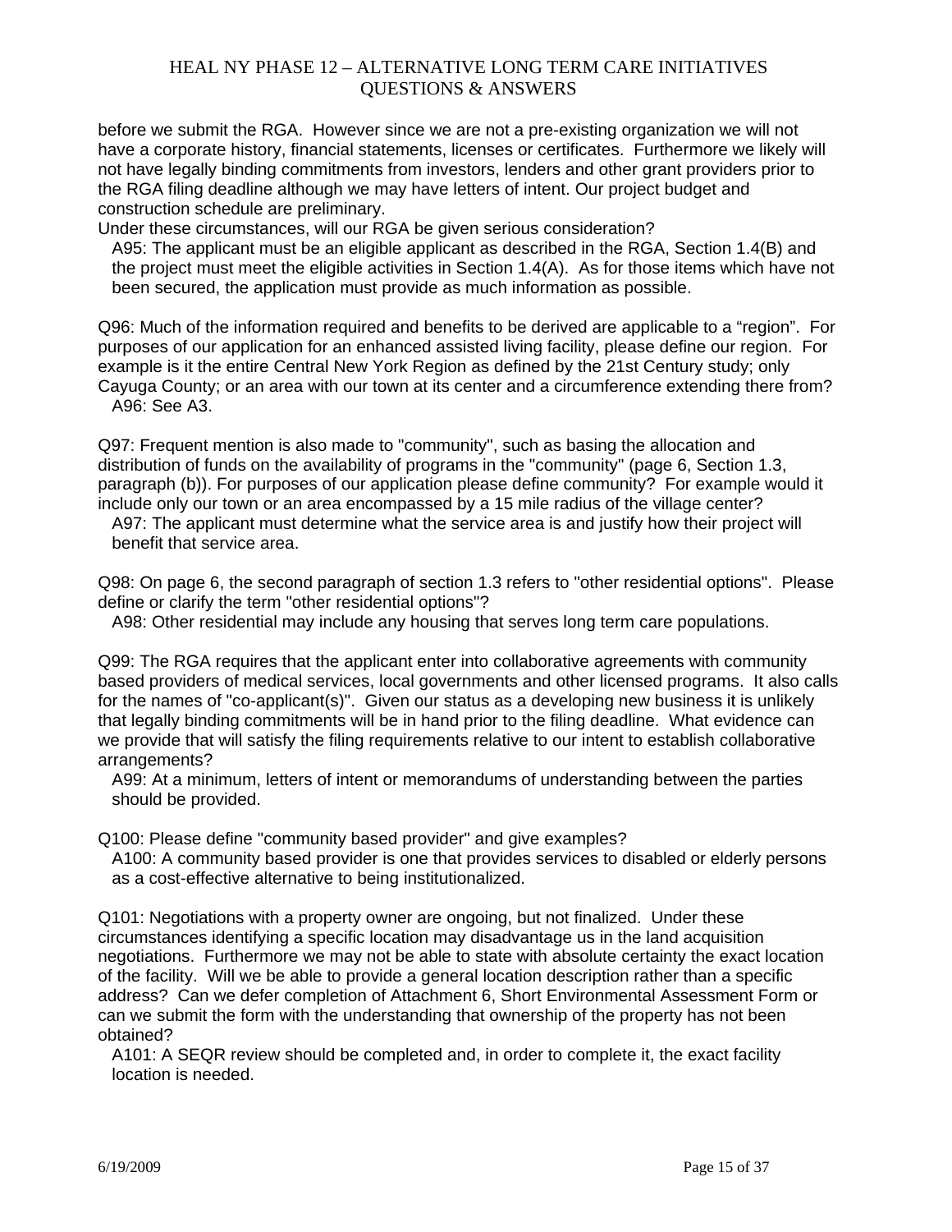before we submit the RGA. However since we are not a pre-existing organization we will not have a corporate history, financial statements, licenses or certificates. Furthermore we likely will not have legally binding commitments from investors, lenders and other grant providers prior to the RGA filing deadline although we may have letters of intent. Our project budget and construction schedule are preliminary.
Under these circumstances, will our RGA be given serious consideration?

A95: The applicant must be an eligible applicant as described in the RGA, Section 1.4(B) and the project must meet the eligible activities in Section 1.4(A). As for those items which have not been secured, the application must provide as much information as possible.

Q96: Much of the information required and benefits to be derived are applicable to a "region". For purposes of our application for an enhanced assisted living facility, please define our region. For example is it the entire Central New York Region as defined by the 21st Century study; only Cayuga County; or an area with our town at its center and a circumference extending there from?

A96: See A3.

Q97: Frequent mention is also made to "community", such as basing the allocation and distribution of funds on the availability of programs in the "community" (page 6, Section 1.3, paragraph (b)). For purposes of our application please define community? For example would it include only our town or an area encompassed by a 15 mile radius of the village center?

A97: The applicant must determine what the service area is and justify how their project will benefit that service area.

Q98: On page 6, the second paragraph of section 1.3 refers to "other residential options". Please define or clarify the term "other residential options"?

A98: Other residential may include any housing that serves long term care populations.

Q99: The RGA requires that the applicant enter into collaborative agreements with community based providers of medical services, local governments and other licensed programs. It also calls for the names of "co-applicant(s)". Given our status as a developing new business it is unlikely that legally binding commitments will be in hand prior to the filing deadline. What evidence can we provide that will satisfy the filing requirements relative to our intent to establish collaborative arrangements?

A99: At a minimum, letters of intent or memorandums of understanding between the parties should be provided.

Q100: Please define "community based provider" and give examples?

A100: A community based provider is one that provides services to disabled or elderly persons as a cost-effective alternative to being institutionalized.

Q101: Negotiations with a property owner are ongoing, but not finalized. Under these circumstances identifying a specific location may disadvantage us in the land acquisition negotiations. Furthermore we may not be able to state with absolute certainty the exact location of the facility. Will we be able to provide a general location description rather than a specific address? Can we defer completion of Attachment 6, Short Environmental Assessment Form or can we submit the form with the understanding that ownership of the property has not been obtained?

A101: A SEQR review should be completed and, in order to complete it, the exact facility location is needed.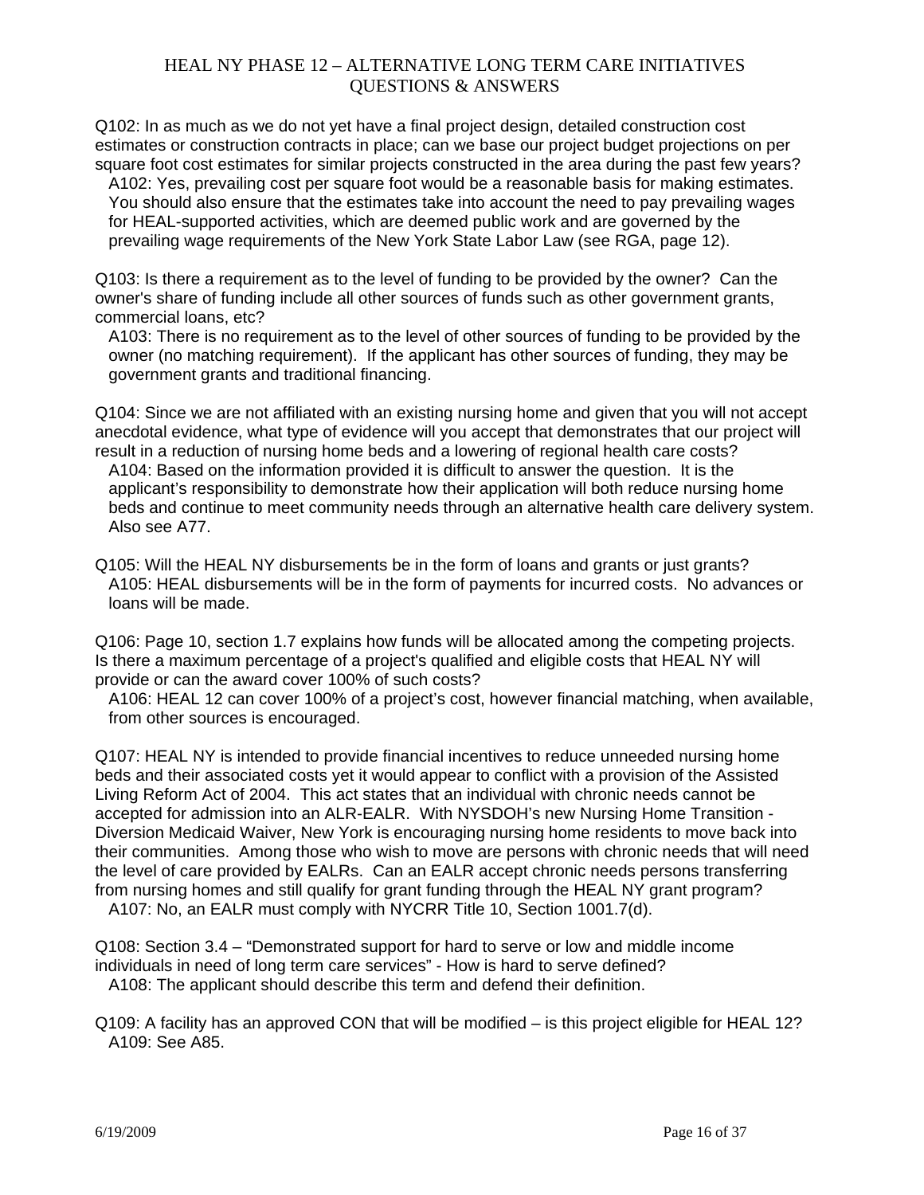Q102: In as much as we do not yet have a final project design, detailed construction cost estimates or construction contracts in place; can we base our project budget projections on per square foot cost estimates for similar projects constructed in the area during the past few years?

A102: Yes, prevailing cost per square foot would be a reasonable basis for making estimates. You should also ensure that the estimates take into account the need to pay prevailing wages for HEAL-supported activities, which are deemed public work and are governed by the prevailing wage requirements of the New York State Labor Law (see RGA, page 12).

Q103: Is there a requirement as to the level of funding to be provided by the owner? Can the owner's share of funding include all other sources of funds such as other government grants, commercial loans, etc?

A103: There is no requirement as to the level of other sources of funding to be provided by the owner (no matching requirement). If the applicant has other sources of funding, they may be government grants and traditional financing.

Q104: Since we are not affiliated with an existing nursing home and given that you will not accept anecdotal evidence, what type of evidence will you accept that demonstrates that our project will result in a reduction of nursing home beds and a lowering of regional health care costs?

A104: Based on the information provided it is difficult to answer the question. It is the applicant's responsibility to demonstrate how their application will both reduce nursing home beds and continue to meet community needs through an alternative health care delivery system. Also see A77.

Q105: Will the HEAL NY disbursements be in the form of loans and grants or just grants?

A105: HEAL disbursements will be in the form of payments for incurred costs. No advances or loans will be made.

Q106: Page 10, section 1.7 explains how funds will be allocated among the competing projects. Is there a maximum percentage of a project's qualified and eligible costs that HEAL NY will provide or can the award cover 100% of such costs?

A106: HEAL 12 can cover 100% of a project's cost, however financial matching, when available, from other sources is encouraged.

Q107: HEAL NY is intended to provide financial incentives to reduce unneeded nursing home beds and their associated costs yet it would appear to conflict with a provision of the Assisted Living Reform Act of 2004. This act states that an individual with chronic needs cannot be accepted for admission into an ALR-EALR. With NYSDOH's new Nursing Home Transition - Diversion Medicaid Waiver, New York is encouraging nursing home residents to move back into their communities. Among those who wish to move are persons with chronic needs that will need the level of care provided by EALRs. Can an EALR accept chronic needs persons transferring from nursing homes and still qualify for grant funding through the HEAL NY grant program?

A107: No, an EALR must comply with NYCRR Title 10, Section 1001.7(d).

Q108: Section 3.4 – "Demonstrated support for hard to serve or low and middle income individuals in need of long term care services" - How is hard to serve defined?

A108: The applicant should describe this term and defend their definition.

Q109: A facility has an approved CON that will be modified – is this project eligible for HEAL 12?

A109: See A85.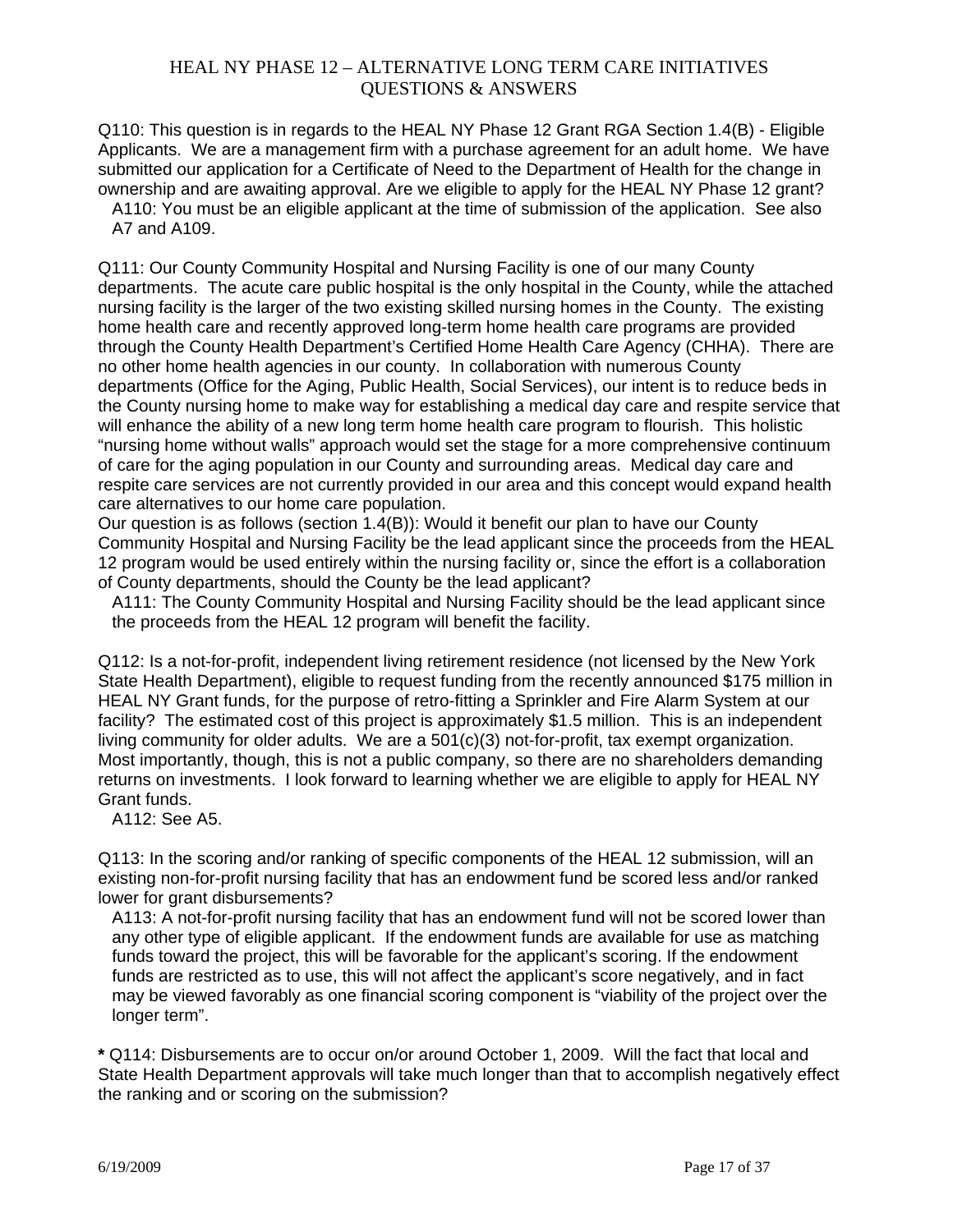# HEAL NY PHASE 12 – ALTERNATIVE LONG TERM CARE INITIATIVES QUESTIONS & ANSWERS

Q110: This question is in regards to the HEAL NY Phase 12 Grant RGA Section 1.4(B) - Eligible Applicants. We are a management firm with a purchase agreement for an adult home. We have submitted our application for a Certificate of Need to the Department of Health for the change in ownership and are awaiting approval. Are we eligible to apply for the HEAL NY Phase 12 grant?

A110: You must be an eligible applicant at the time of submission of the application. See also A7 and A109.

Q111: Our County Community Hospital and Nursing Facility is one of our many County departments. The acute care public hospital is the only hospital in the County, while the attached nursing facility is the larger of the two existing skilled nursing homes in the County. The existing home health care and recently approved long-term home health care programs are provided through the County Health Department's Certified Home Health Care Agency (CHHA). There are no other home health agencies in our county. In collaboration with numerous County departments (Office for the Aging, Public Health, Social Services), our intent is to reduce beds in the County nursing home to make way for establishing a medical day care and respite service that will enhance the ability of a new long term home health care program to flourish. This holistic "nursing home without walls" approach would set the stage for a more comprehensive continuum of care for the aging population in our County and surrounding areas. Medical day care and respite care services are not currently provided in our area and this concept would expand health care alternatives to our home care population.
Our question is as follows (section 1.4(B)): Would it benefit our plan to have our County Community Hospital and Nursing Facility be the lead applicant since the proceeds from the HEAL 12 program would be used entirely within the nursing facility or, since the effort is a collaboration of County departments, should the County be the lead applicant?

A111: The County Community Hospital and Nursing Facility should be the lead applicant since the proceeds from the HEAL 12 program will benefit the facility.

Q112: Is a not-for-profit, independent living retirement residence (not licensed by the New York State Health Department), eligible to request funding from the recently announced $175 million in HEAL NY Grant funds, for the purpose of retro-fitting a Sprinkler and Fire Alarm System at our facility? The estimated cost of this project is approximately $1.5 million. This is an independent living community for older adults. We are a 501(c)(3) not-for-profit, tax exempt organization. Most importantly, though, this is not a public company, so there are no shareholders demanding returns on investments. I look forward to learning whether we are eligible to apply for HEAL NY Grant funds.

A112: See A5.

Q113: In the scoring and/or ranking of specific components of the HEAL 12 submission, will an existing non-for-profit nursing facility that has an endowment fund be scored less and/or ranked lower for grant disbursements?

A113: A not-for-profit nursing facility that has an endowment fund will not be scored lower than any other type of eligible applicant. If the endowment funds are available for use as matching funds toward the project, this will be favorable for the applicant's scoring. If the endowment funds are restricted as to use, this will not affect the applicant's score negatively, and in fact may be viewed favorably as one financial scoring component is "viability of the project over the longer term".

**\*** Q114: Disbursements are to occur on/or around October 1, 2009. Will the fact that local and State Health Department approvals will take much longer than that to accomplish negatively effect the ranking and or scoring on the submission?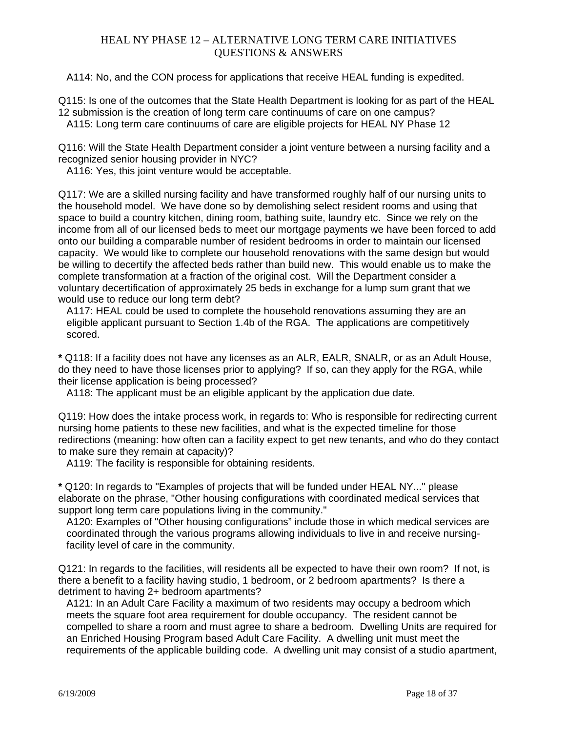A114: No, and the CON process for applications that receive HEAL funding is expedited.

Q115: Is one of the outcomes that the State Health Department is looking for as part of the HEAL 12 submission is the creation of long term care continuums of care on one campus?

A115: Long term care continuums of care are eligible projects for HEAL NY Phase 12

Q116: Will the State Health Department consider a joint venture between a nursing facility and a recognized senior housing provider in NYC?

A116: Yes, this joint venture would be acceptable.

Q117: We are a skilled nursing facility and have transformed roughly half of our nursing units to the household model. We have done so by demolishing select resident rooms and using that space to build a country kitchen, dining room, bathing suite, laundry etc. Since we rely on the income from all of our licensed beds to meet our mortgage payments we have been forced to add onto our building a comparable number of resident bedrooms in order to maintain our licensed capacity. We would like to complete our household renovations with the same design but would be willing to decertify the affected beds rather than build new. This would enable us to make the complete transformation at a fraction of the original cost. Will the Department consider a voluntary decertification of approximately 25 beds in exchange for a lump sum grant that we would use to reduce our long term debt?

A117: HEAL could be used to complete the household renovations assuming they are an eligible applicant pursuant to Section 1.4b of the RGA. The applications are competitively scored.

**\*** Q118: If a facility does not have any licenses as an ALR, EALR, SNALR, or as an Adult House, do they need to have those licenses prior to applying? If so, can they apply for the RGA, while their license application is being processed?

A118: The applicant must be an eligible applicant by the application due date.

Q119: How does the intake process work, in regards to: Who is responsible for redirecting current nursing home patients to these new facilities, and what is the expected timeline for those redirections (meaning: how often can a facility expect to get new tenants, and who do they contact to make sure they remain at capacity)?

A119: The facility is responsible for obtaining residents.

**\*** Q120: In regards to "Examples of projects that will be funded under HEAL NY..." please elaborate on the phrase, "Other housing configurations with coordinated medical services that support long term care populations living in the community."

A120: Examples of "Other housing configurations" include those in which medical services are coordinated through the various programs allowing individuals to live in and receive nursing-facility level of care in the community.

Q121: In regards to the facilities, will residents all be expected to have their own room? If not, is there a benefit to a facility having studio, 1 bedroom, or 2 bedroom apartments? Is there a detriment to having 2+ bedroom apartments?

A121: In an Adult Care Facility a maximum of two residents may occupy a bedroom which meets the square foot area requirement for double occupancy. The resident cannot be compelled to share a room and must agree to share a bedroom. Dwelling Units are required for an Enriched Housing Program based Adult Care Facility. A dwelling unit must meet the requirements of the applicable building code. A dwelling unit may consist of a studio apartment,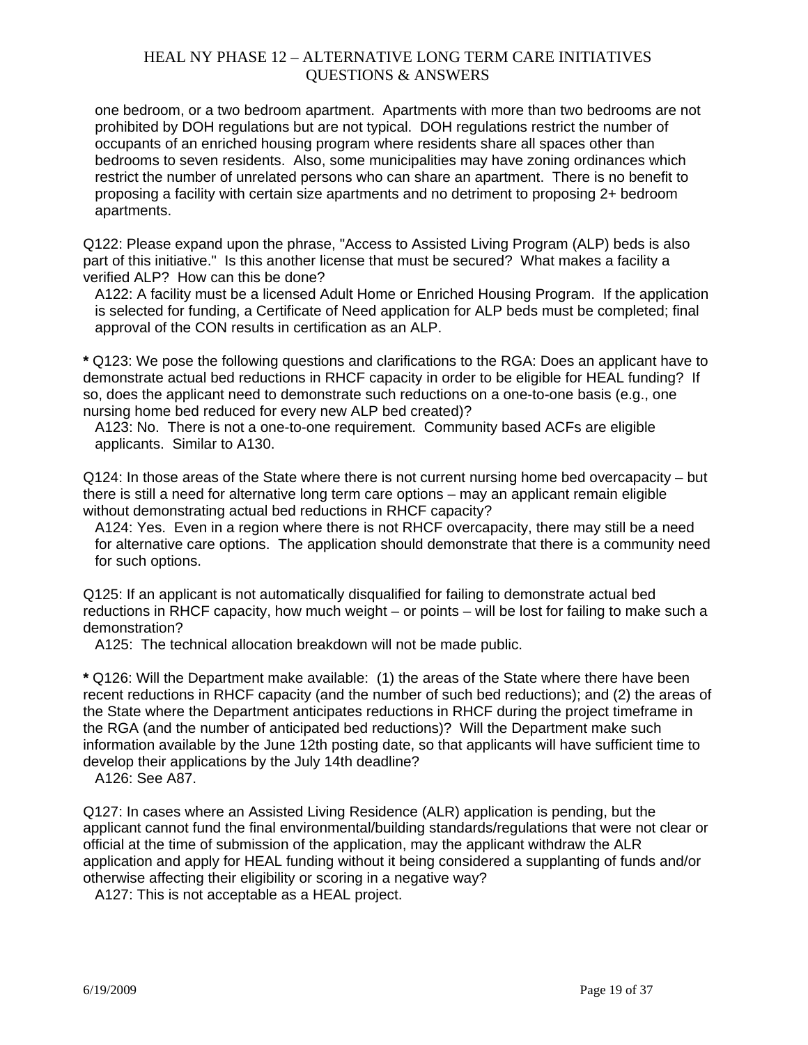one bedroom, or a two bedroom apartment. Apartments with more than two bedrooms are not prohibited by DOH regulations but are not typical. DOH regulations restrict the number of occupants of an enriched housing program where residents share all spaces other than bedrooms to seven residents. Also, some municipalities may have zoning ordinances which restrict the number of unrelated persons who can share an apartment. There is no benefit to proposing a facility with certain size apartments and no detriment to proposing 2+ bedroom apartments.

Q122: Please expand upon the phrase, "Access to Assisted Living Program (ALP) beds is also part of this initiative." Is this another license that must be secured? What makes a facility a verified ALP? How can this be done?

A122: A facility must be a licensed Adult Home or Enriched Housing Program. If the application is selected for funding, a Certificate of Need application for ALP beds must be completed; final approval of the CON results in certification as an ALP.

**\*** Q123: We pose the following questions and clarifications to the RGA: Does an applicant have to demonstrate actual bed reductions in RHCF capacity in order to be eligible for HEAL funding? If so, does the applicant need to demonstrate such reductions on a one-to-one basis (e.g., one nursing home bed reduced for every new ALP bed created)?

A123: No. There is not a one-to-one requirement. Community based ACFs are eligible applicants. Similar to A130.

Q124: In those areas of the State where there is not current nursing home bed overcapacity – but there is still a need for alternative long term care options – may an applicant remain eligible without demonstrating actual bed reductions in RHCF capacity?

A124: Yes. Even in a region where there is not RHCF overcapacity, there may still be a need for alternative care options. The application should demonstrate that there is a community need for such options.

Q125: If an applicant is not automatically disqualified for failing to demonstrate actual bed reductions in RHCF capacity, how much weight – or points – will be lost for failing to make such a demonstration?

A125: The technical allocation breakdown will not be made public.

**\*** Q126: Will the Department make available: (1) the areas of the State where there have been recent reductions in RHCF capacity (and the number of such bed reductions); and (2) the areas of the State where the Department anticipates reductions in RHCF during the project timeframe in the RGA (and the number of anticipated bed reductions)? Will the Department make such information available by the June 12th posting date, so that applicants will have sufficient time to develop their applications by the July 14th deadline?

A126: See A87.

Q127: In cases where an Assisted Living Residence (ALR) application is pending, but the applicant cannot fund the final environmental/building standards/regulations that were not clear or official at the time of submission of the application, may the applicant withdraw the ALR application and apply for HEAL funding without it being considered a supplanting of funds and/or otherwise affecting their eligibility or scoring in a negative way?

A127: This is not acceptable as a HEAL project.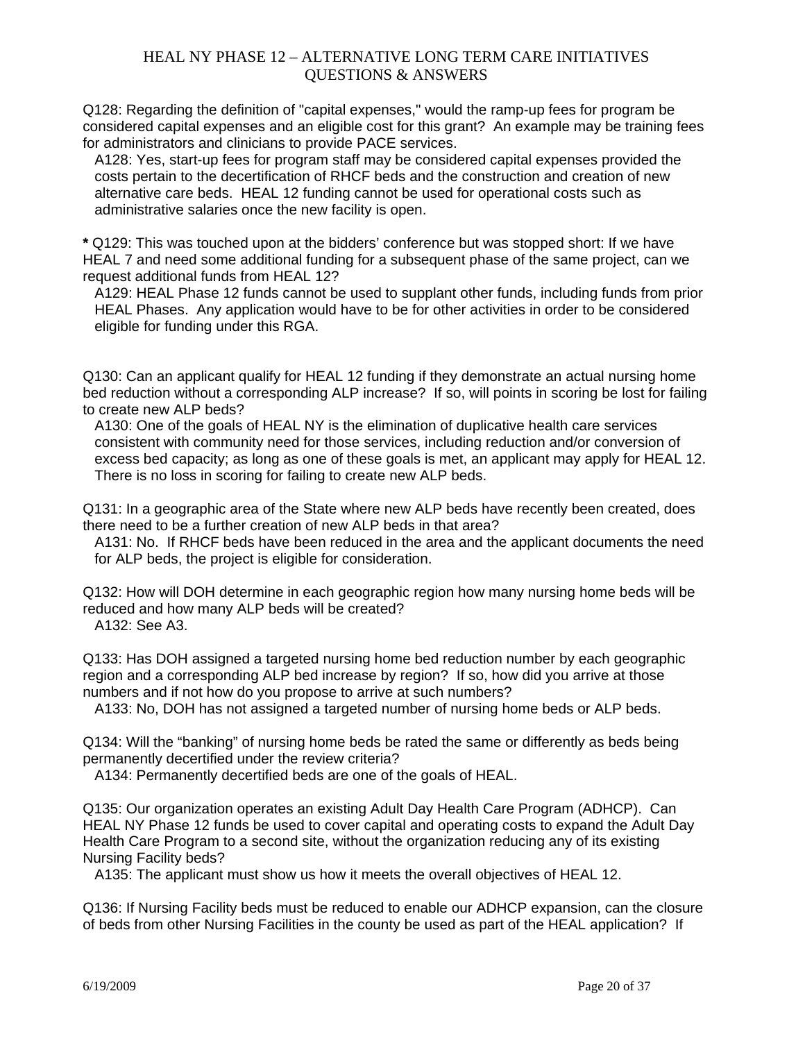Q128: Regarding the definition of "capital expenses," would the ramp-up fees for program be considered capital expenses and an eligible cost for this grant? An example may be training fees for administrators and clinicians to provide PACE services.

A128: Yes, start-up fees for program staff may be considered capital expenses provided the costs pertain to the decertification of RHCF beds and the construction and creation of new alternative care beds. HEAL 12 funding cannot be used for operational costs such as administrative salaries once the new facility is open.

**\*** Q129: This was touched upon at the bidders' conference but was stopped short: If we have HEAL 7 and need some additional funding for a subsequent phase of the same project, can we request additional funds from HEAL 12?

A129: HEAL Phase 12 funds cannot be used to supplant other funds, including funds from prior HEAL Phases. Any application would have to be for other activities in order to be considered eligible for funding under this RGA.

Q130: Can an applicant qualify for HEAL 12 funding if they demonstrate an actual nursing home bed reduction without a corresponding ALP increase? If so, will points in scoring be lost for failing to create new ALP beds?

A130: One of the goals of HEAL NY is the elimination of duplicative health care services consistent with community need for those services, including reduction and/or conversion of excess bed capacity; as long as one of these goals is met, an applicant may apply for HEAL 12. There is no loss in scoring for failing to create new ALP beds.

Q131: In a geographic area of the State where new ALP beds have recently been created, does there need to be a further creation of new ALP beds in that area?

A131: No. If RHCF beds have been reduced in the area and the applicant documents the need for ALP beds, the project is eligible for consideration.

Q132: How will DOH determine in each geographic region how many nursing home beds will be reduced and how many ALP beds will be created?

A132: See A3.

Q133: Has DOH assigned a targeted nursing home bed reduction number by each geographic region and a corresponding ALP bed increase by region? If so, how did you arrive at those numbers and if not how do you propose to arrive at such numbers?

A133: No, DOH has not assigned a targeted number of nursing home beds or ALP beds.

Q134: Will the "banking" of nursing home beds be rated the same or differently as beds being permanently decertified under the review criteria?

A134: Permanently decertified beds are one of the goals of HEAL.

Q135: Our organization operates an existing Adult Day Health Care Program (ADHCP). Can HEAL NY Phase 12 funds be used to cover capital and operating costs to expand the Adult Day Health Care Program to a second site, without the organization reducing any of its existing Nursing Facility beds?

A135: The applicant must show us how it meets the overall objectives of HEAL 12.

Q136: If Nursing Facility beds must be reduced to enable our ADHCP expansion, can the closure of beds from other Nursing Facilities in the county be used as part of the HEAL application? If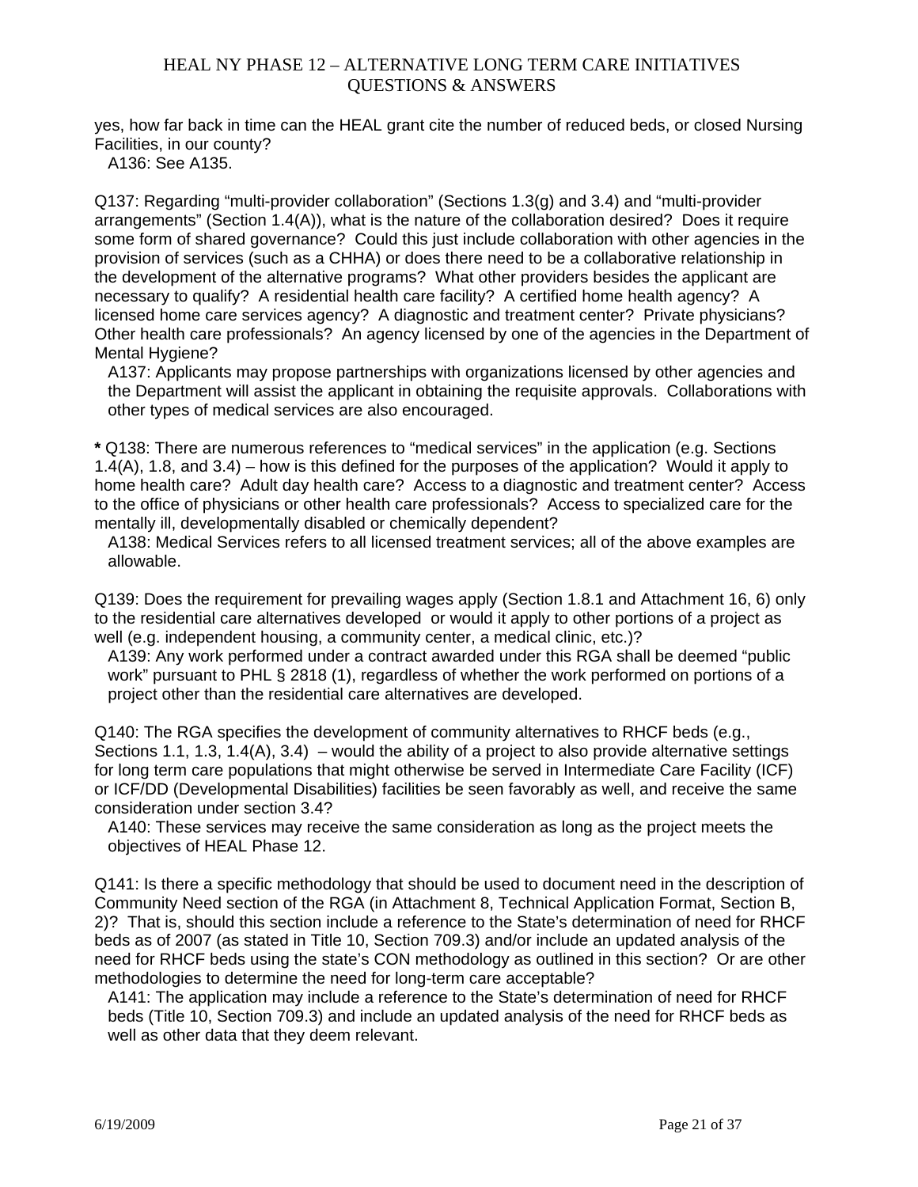yes, how far back in time can the HEAL grant cite the number of reduced beds, or closed Nursing Facilities, in our county?

A136: See A135.

Q137: Regarding "multi-provider collaboration" (Sections 1.3(g) and 3.4) and "multi-provider arrangements" (Section 1.4(A)), what is the nature of the collaboration desired? Does it require some form of shared governance? Could this just include collaboration with other agencies in the provision of services (such as a CHHA) or does there need to be a collaborative relationship in the development of the alternative programs? What other providers besides the applicant are necessary to qualify? A residential health care facility? A certified home health agency? A licensed home care services agency? A diagnostic and treatment center? Private physicians? Other health care professionals? An agency licensed by one of the agencies in the Department of Mental Hygiene?

A137: Applicants may propose partnerships with organizations licensed by other agencies and the Department will assist the applicant in obtaining the requisite approvals. Collaborations with other types of medical services are also encouraged.

**\*** Q138: There are numerous references to "medical services" in the application (e.g. Sections 1.4(A), 1.8, and 3.4) – how is this defined for the purposes of the application? Would it apply to home health care? Adult day health care? Access to a diagnostic and treatment center? Access to the office of physicians or other health care professionals? Access to specialized care for the mentally ill, developmentally disabled or chemically dependent?

A138: Medical Services refers to all licensed treatment services; all of the above examples are allowable.

Q139: Does the requirement for prevailing wages apply (Section 1.8.1 and Attachment 16, 6) only to the residential care alternatives developed or would it apply to other portions of a project as well (e.g. independent housing, a community center, a medical clinic, etc.)?

A139: Any work performed under a contract awarded under this RGA shall be deemed "public work" pursuant to PHL § 2818 (1), regardless of whether the work performed on portions of a project other than the residential care alternatives are developed.

Q140: The RGA specifies the development of community alternatives to RHCF beds (e.g., Sections 1.1, 1.3, 1.4(A), 3.4) – would the ability of a project to also provide alternative settings for long term care populations that might otherwise be served in Intermediate Care Facility (ICF) or ICF/DD (Developmental Disabilities) facilities be seen favorably as well, and receive the same consideration under section 3.4?

A140: These services may receive the same consideration as long as the project meets the objectives of HEAL Phase 12.

Q141: Is there a specific methodology that should be used to document need in the description of Community Need section of the RGA (in Attachment 8, Technical Application Format, Section B, 2)? That is, should this section include a reference to the State's determination of need for RHCF beds as of 2007 (as stated in Title 10, Section 709.3) and/or include an updated analysis of the need for RHCF beds using the state's CON methodology as outlined in this section? Or are other methodologies to determine the need for long-term care acceptable?

A141: The application may include a reference to the State's determination of need for RHCF beds (Title 10, Section 709.3) and include an updated analysis of the need for RHCF beds as well as other data that they deem relevant.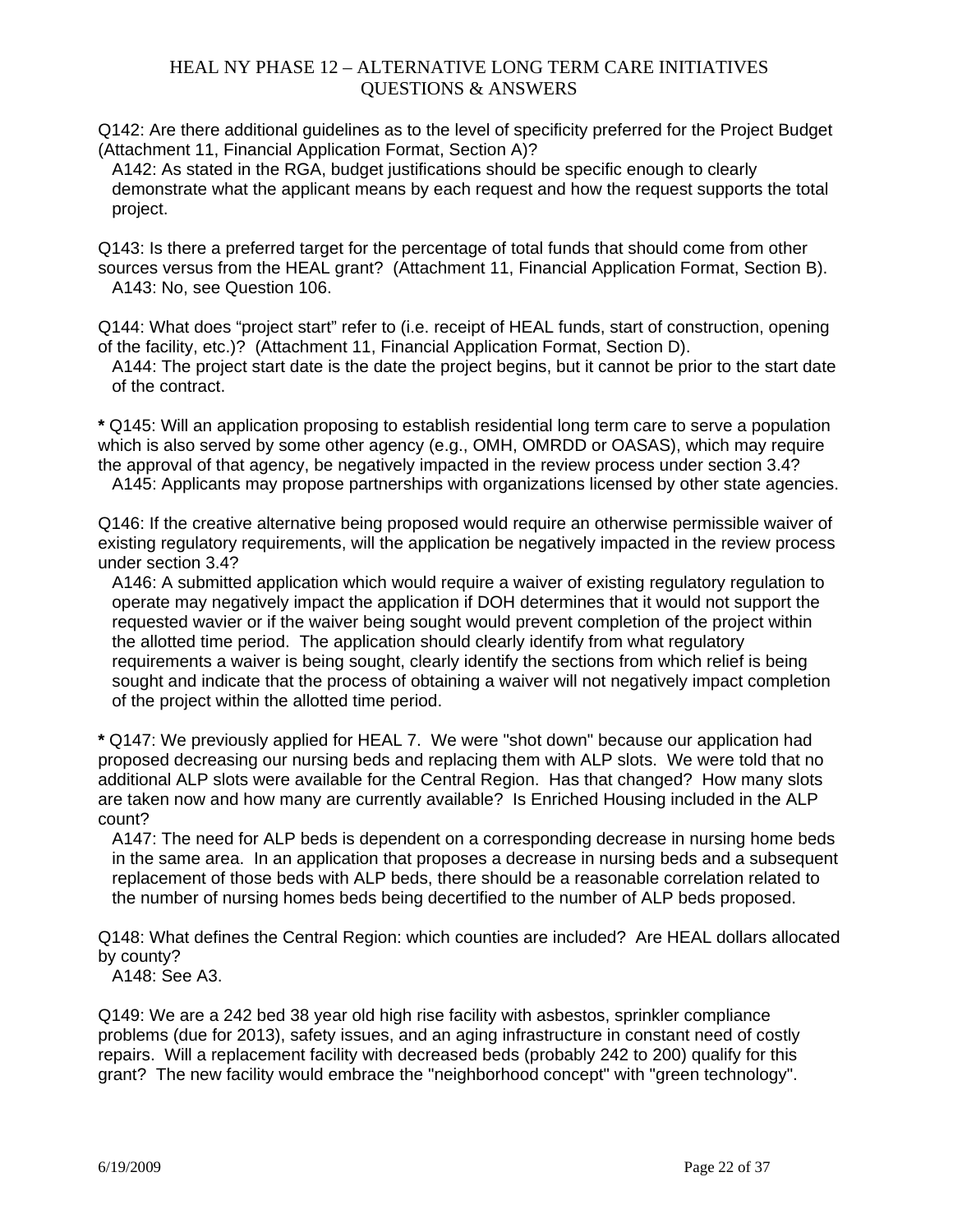Q142: Are there additional guidelines as to the level of specificity preferred for the Project Budget (Attachment 11, Financial Application Format, Section A)?

A142: As stated in the RGA, budget justifications should be specific enough to clearly demonstrate what the applicant means by each request and how the request supports the total project.

Q143: Is there a preferred target for the percentage of total funds that should come from other sources versus from the HEAL grant? (Attachment 11, Financial Application Format, Section B).

A143: No, see Question 106.

Q144: What does "project start" refer to (i.e. receipt of HEAL funds, start of construction, opening of the facility, etc.)? (Attachment 11, Financial Application Format, Section D).

A144: The project start date is the date the project begins, but it cannot be prior to the start date of the contract.

**\*** Q145: Will an application proposing to establish residential long term care to serve a population which is also served by some other agency (e.g., OMH, OMRDD or OASAS), which may require the approval of that agency, be negatively impacted in the review process under section 3.4?

A145: Applicants may propose partnerships with organizations licensed by other state agencies.

Q146: If the creative alternative being proposed would require an otherwise permissible waiver of existing regulatory requirements, will the application be negatively impacted in the review process under section 3.4?

A146: A submitted application which would require a waiver of existing regulatory regulation to operate may negatively impact the application if DOH determines that it would not support the requested wavier or if the waiver being sought would prevent completion of the project within the allotted time period. The application should clearly identify from what regulatory requirements a waiver is being sought, clearly identify the sections from which relief is being sought and indicate that the process of obtaining a waiver will not negatively impact completion of the project within the allotted time period.

**\*** Q147: We previously applied for HEAL 7. We were "shot down" because our application had proposed decreasing our nursing beds and replacing them with ALP slots. We were told that no additional ALP slots were available for the Central Region. Has that changed? How many slots are taken now and how many are currently available? Is Enriched Housing included in the ALP count?

A147: The need for ALP beds is dependent on a corresponding decrease in nursing home beds in the same area. In an application that proposes a decrease in nursing beds and a subsequent replacement of those beds with ALP beds, there should be a reasonable correlation related to the number of nursing homes beds being decertified to the number of ALP beds proposed.

Q148: What defines the Central Region: which counties are included? Are HEAL dollars allocated by county?

A148: See A3.

Q149: We are a 242 bed 38 year old high rise facility with asbestos, sprinkler compliance problems (due for 2013), safety issues, and an aging infrastructure in constant need of costly repairs. Will a replacement facility with decreased beds (probably 242 to 200) qualify for this grant? The new facility would embrace the "neighborhood concept" with "green technology".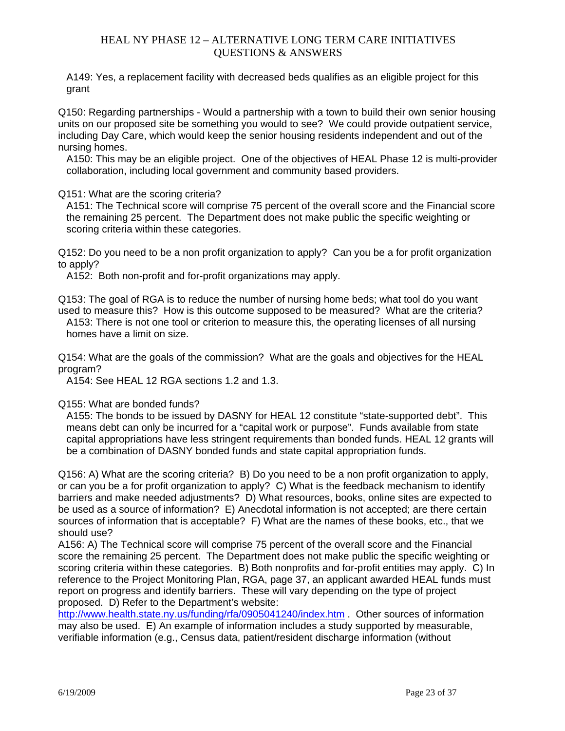A149: Yes, a replacement facility with decreased beds qualifies as an eligible project for this grant

Q150: Regarding partnerships - Would a partnership with a town to build their own senior housing units on our proposed site be something you would to see? We could provide outpatient service, including Day Care, which would keep the senior housing residents independent and out of the nursing homes.

A150: This may be an eligible project. One of the objectives of HEAL Phase 12 is multi-provider collaboration, including local government and community based providers.

Q151: What are the scoring criteria?

A151: The Technical score will comprise 75 percent of the overall score and the Financial score the remaining 25 percent. The Department does not make public the specific weighting or scoring criteria within these categories.

Q152: Do you need to be a non profit organization to apply? Can you be a for profit organization to apply?

A152: Both non-profit and for-profit organizations may apply.

Q153: The goal of RGA is to reduce the number of nursing home beds; what tool do you want used to measure this? How is this outcome supposed to be measured? What are the criteria?

A153: There is not one tool or criterion to measure this, the operating licenses of all nursing homes have a limit on size.

Q154: What are the goals of the commission? What are the goals and objectives for the HEAL program?

A154: See HEAL 12 RGA sections 1.2 and 1.3.

Q155: What are bonded funds?

A155: The bonds to be issued by DASNY for HEAL 12 constitute “state-supported debt”. This means debt can only be incurred for a “capital work or purpose”. Funds available from state capital appropriations have less stringent requirements than bonded funds. HEAL 12 grants will be a combination of DASNY bonded funds and state capital appropriation funds.

Q156: A) What are the scoring criteria? B) Do you need to be a non profit organization to apply, or can you be a for profit organization to apply? C) What is the feedback mechanism to identify barriers and make needed adjustments? D) What resources, books, online sites are expected to be used as a source of information? E) Anecdotal information is not accepted; are there certain sources of information that is acceptable? F) What are the names of these books, etc., that we should use?

A156: A) The Technical score will comprise 75 percent of the overall score and the Financial score the remaining 25 percent. The Department does not make public the specific weighting or scoring criteria within these categories. B) Both nonprofits and for-profit entities may apply. C) In reference to the Project Monitoring Plan, RGA, page 37, an applicant awarded HEAL funds must report on progress and identify barriers. These will vary depending on the type of project proposed. D) Refer to the Department's website: http://www.health.state.ny.us/funding/rfa/0905041240/index.htm . Other sources of information may also be used. E) An example of information includes a study supported by measurable, verifiable information (e.g., Census data, patient/resident discharge information (without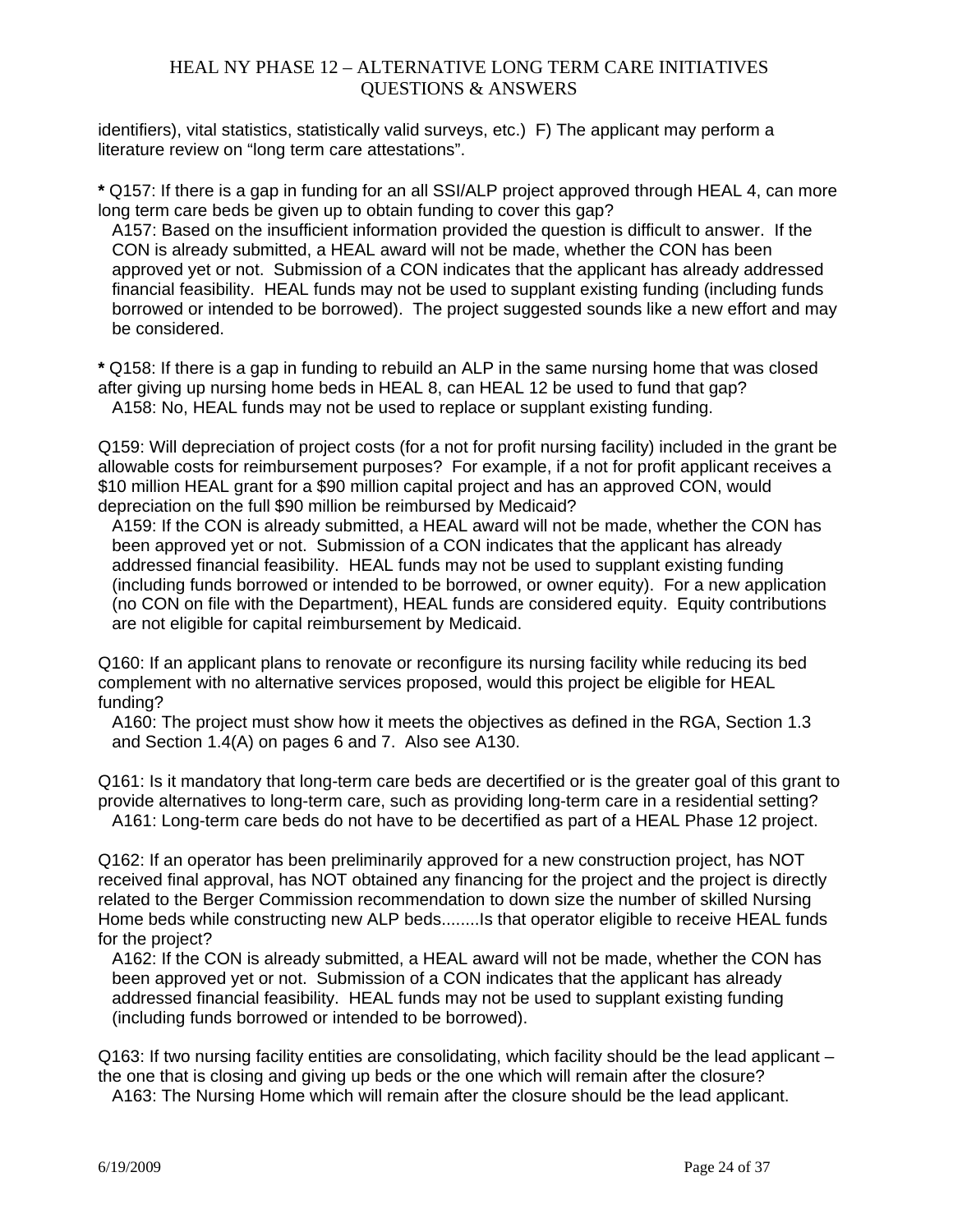identifiers), vital statistics, statistically valid surveys, etc.) F) The applicant may perform a literature review on "long term care attestations".

**\*** Q157: If there is a gap in funding for an all SSI/ALP project approved through HEAL 4, can more long term care beds be given up to obtain funding to cover this gap?

A157: Based on the insufficient information provided the question is difficult to answer. If the CON is already submitted, a HEAL award will not be made, whether the CON has been approved yet or not. Submission of a CON indicates that the applicant has already addressed financial feasibility. HEAL funds may not be used to supplant existing funding (including funds borrowed or intended to be borrowed). The project suggested sounds like a new effort and may be considered.

**\*** Q158: If there is a gap in funding to rebuild an ALP in the same nursing home that was closed after giving up nursing home beds in HEAL 8, can HEAL 12 be used to fund that gap?

A158: No, HEAL funds may not be used to replace or supplant existing funding.

Q159: Will depreciation of project costs (for a not for profit nursing facility) included in the grant be allowable costs for reimbursement purposes? For example, if a not for profit applicant receives a $10 million HEAL grant for a $90 million capital project and has an approved CON, would depreciation on the full $90 million be reimbursed by Medicaid?

A159: If the CON is already submitted, a HEAL award will not be made, whether the CON has been approved yet or not. Submission of a CON indicates that the applicant has already addressed financial feasibility. HEAL funds may not be used to supplant existing funding (including funds borrowed or intended to be borrowed, or owner equity). For a new application (no CON on file with the Department), HEAL funds are considered equity. Equity contributions are not eligible for capital reimbursement by Medicaid.

Q160: If an applicant plans to renovate or reconfigure its nursing facility while reducing its bed complement with no alternative services proposed, would this project be eligible for HEAL funding?

A160: The project must show how it meets the objectives as defined in the RGA, Section 1.3 and Section 1.4(A) on pages 6 and 7. Also see A130.

Q161: Is it mandatory that long-term care beds are decertified or is the greater goal of this grant to provide alternatives to long-term care, such as providing long-term care in a residential setting?

A161: Long-term care beds do not have to be decertified as part of a HEAL Phase 12 project.

Q162: If an operator has been preliminarily approved for a new construction project, has NOT received final approval, has NOT obtained any financing for the project and the project is directly related to the Berger Commission recommendation to down size the number of skilled Nursing Home beds while constructing new ALP beds........Is that operator eligible to receive HEAL funds for the project?

A162: If the CON is already submitted, a HEAL award will not be made, whether the CON has been approved yet or not. Submission of a CON indicates that the applicant has already addressed financial feasibility. HEAL funds may not be used to supplant existing funding (including funds borrowed or intended to be borrowed).

Q163: If two nursing facility entities are consolidating, which facility should be the lead applicant – the one that is closing and giving up beds or the one which will remain after the closure?

A163: The Nursing Home which will remain after the closure should be the lead applicant.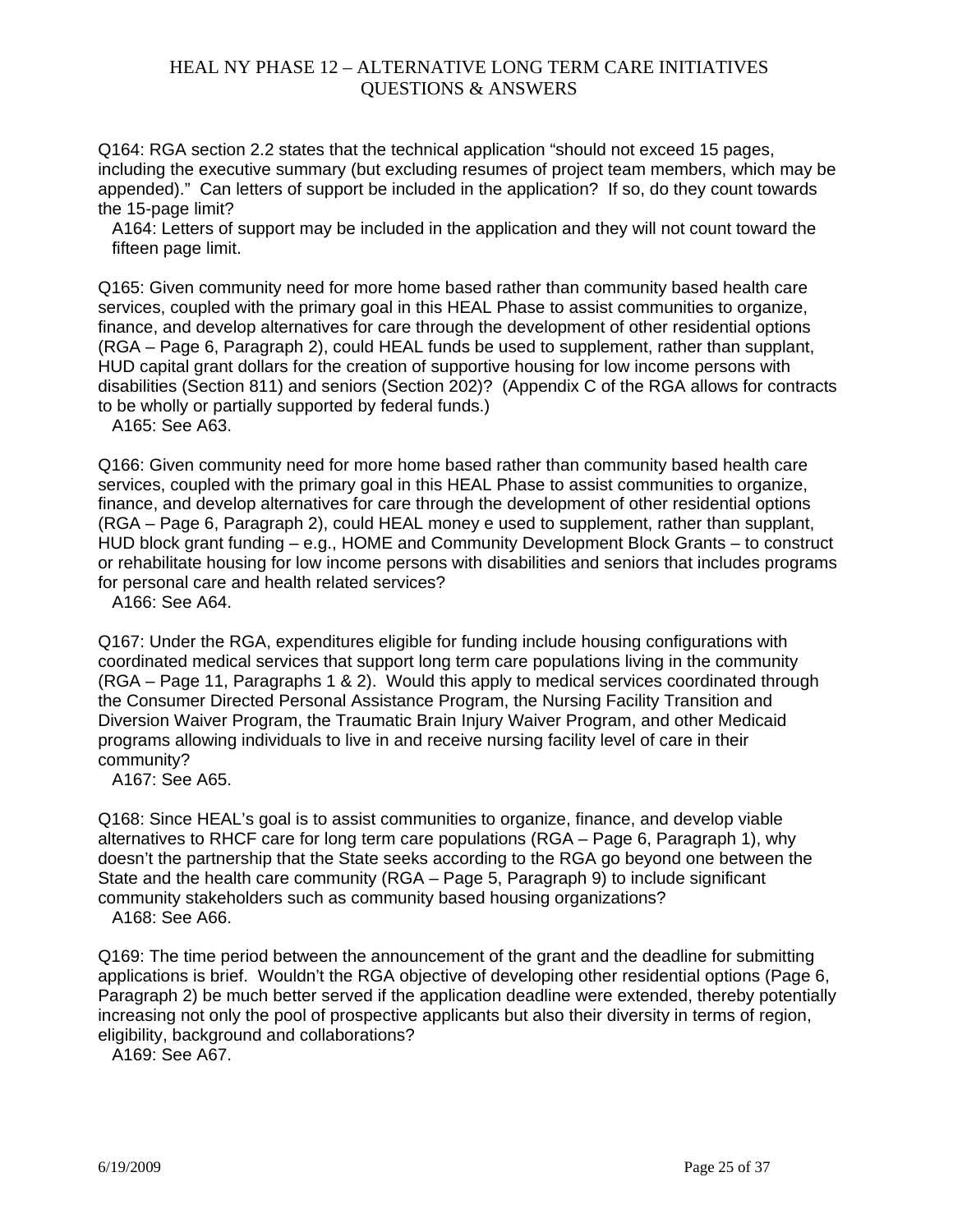Q164: RGA section 2.2 states that the technical application "should not exceed 15 pages, including the executive summary (but excluding resumes of project team members, which may be appended)." Can letters of support be included in the application? If so, do they count towards the 15-page limit?

A164: Letters of support may be included in the application and they will not count toward the fifteen page limit.

Q165: Given community need for more home based rather than community based health care services, coupled with the primary goal in this HEAL Phase to assist communities to organize, finance, and develop alternatives for care through the development of other residential options (RGA – Page 6, Paragraph 2), could HEAL funds be used to supplement, rather than supplant, HUD capital grant dollars for the creation of supportive housing for low income persons with disabilities (Section 811) and seniors (Section 202)? (Appendix C of the RGA allows for contracts to be wholly or partially supported by federal funds.)

A165: See A63.

Q166: Given community need for more home based rather than community based health care services, coupled with the primary goal in this HEAL Phase to assist communities to organize, finance, and develop alternatives for care through the development of other residential options (RGA – Page 6, Paragraph 2), could HEAL money e used to supplement, rather than supplant, HUD block grant funding – e.g., HOME and Community Development Block Grants – to construct or rehabilitate housing for low income persons with disabilities and seniors that includes programs for personal care and health related services?

A166: See A64.

Q167: Under the RGA, expenditures eligible for funding include housing configurations with coordinated medical services that support long term care populations living in the community (RGA – Page 11, Paragraphs 1 & 2). Would this apply to medical services coordinated through the Consumer Directed Personal Assistance Program, the Nursing Facility Transition and Diversion Waiver Program, the Traumatic Brain Injury Waiver Program, and other Medicaid programs allowing individuals to live in and receive nursing facility level of care in their community?

A167: See A65.

Q168: Since HEAL's goal is to assist communities to organize, finance, and develop viable alternatives to RHCF care for long term care populations (RGA – Page 6, Paragraph 1), why doesn't the partnership that the State seeks according to the RGA go beyond one between the State and the health care community (RGA – Page 5, Paragraph 9) to include significant community stakeholders such as community based housing organizations?

A168: See A66.

Q169: The time period between the announcement of the grant and the deadline for submitting applications is brief. Wouldn't the RGA objective of developing other residential options (Page 6, Paragraph 2) be much better served if the application deadline were extended, thereby potentially increasing not only the pool of prospective applicants but also their diversity in terms of region, eligibility, background and collaborations?

A169: See A67.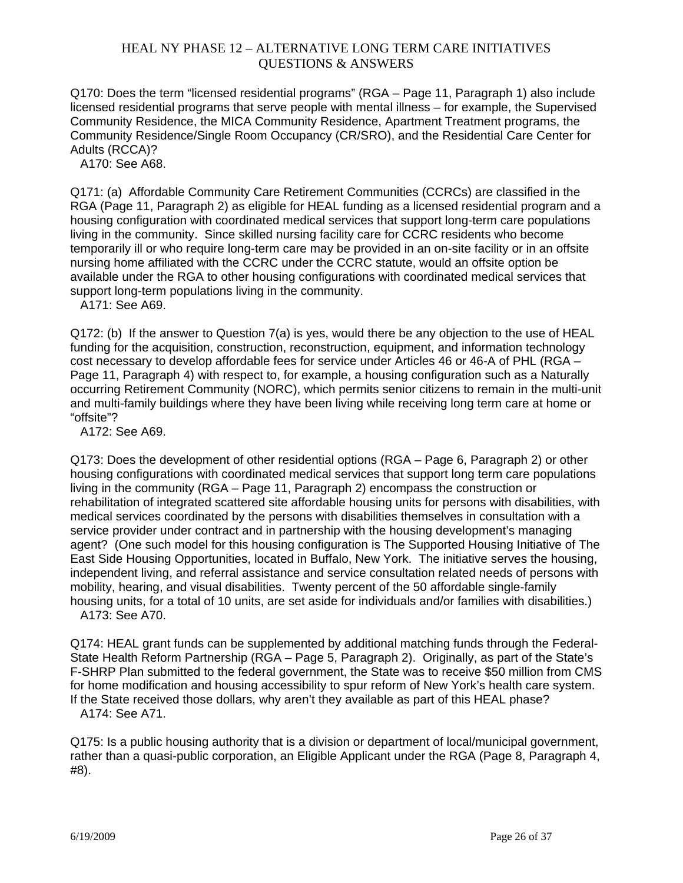Q170: Does the term “licensed residential programs” (RGA – Page 11, Paragraph 1) also include licensed residential programs that serve people with mental illness – for example, the Supervised Community Residence, the MICA Community Residence, Apartment Treatment programs, the Community Residence/Single Room Occupancy (CR/SRO), and the Residential Care Center for Adults (RCCA)?

A170: See A68.

Q171: (a) Affordable Community Care Retirement Communities (CCRCs) are classified in the RGA (Page 11, Paragraph 2) as eligible for HEAL funding as a licensed residential program and a housing configuration with coordinated medical services that support long-term care populations living in the community. Since skilled nursing facility care for CCRC residents who become temporarily ill or who require long-term care may be provided in an on-site facility or in an offsite nursing home affiliated with the CCRC under the CCRC statute, would an offsite option be available under the RGA to other housing configurations with coordinated medical services that support long-term populations living in the community.

A171: See A69.

Q172: (b) If the answer to Question 7(a) is yes, would there be any objection to the use of HEAL funding for the acquisition, construction, reconstruction, equipment, and information technology cost necessary to develop affordable fees for service under Articles 46 or 46-A of PHL (RGA – Page 11, Paragraph 4) with respect to, for example, a housing configuration such as a Naturally occurring Retirement Community (NORC), which permits senior citizens to remain in the multi-unit and multi-family buildings where they have been living while receiving long term care at home or “offsite”?

A172: See A69.

Q173: Does the development of other residential options (RGA – Page 6, Paragraph 2) or other housing configurations with coordinated medical services that support long term care populations living in the community (RGA – Page 11, Paragraph 2) encompass the construction or rehabilitation of integrated scattered site affordable housing units for persons with disabilities, with medical services coordinated by the persons with disabilities themselves in consultation with a service provider under contract and in partnership with the housing development’s managing agent? (One such model for this housing configuration is The Supported Housing Initiative of The East Side Housing Opportunities, located in Buffalo, New York. The initiative serves the housing, independent living, and referral assistance and service consultation related needs of persons with mobility, hearing, and visual disabilities. Twenty percent of the 50 affordable single-family housing units, for a total of 10 units, are set aside for individuals and/or families with disabilities.)

A173: See A70.

Q174: HEAL grant funds can be supplemented by additional matching funds through the Federal-State Health Reform Partnership (RGA – Page 5, Paragraph 2). Originally, as part of the State’s F-SHRP Plan submitted to the federal government, the State was to receive $50 million from CMS for home modification and housing accessibility to spur reform of New York’s health care system. If the State received those dollars, why aren’t they available as part of this HEAL phase?

A174: See A71.

Q175: Is a public housing authority that is a division or department of local/municipal government, rather than a quasi-public corporation, an Eligible Applicant under the RGA (Page 8, Paragraph 4, #8).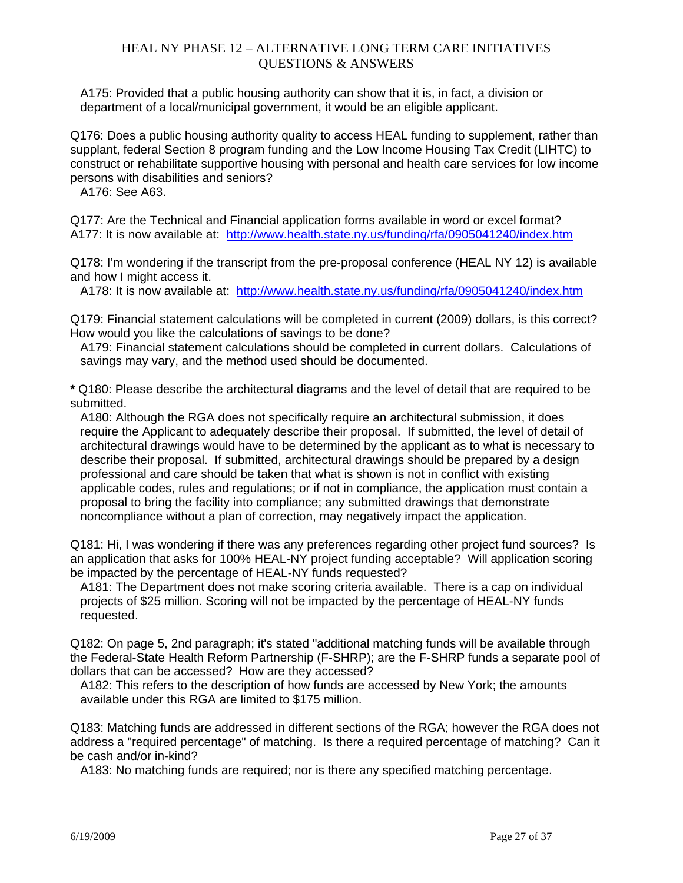A175: Provided that a public housing authority can show that it is, in fact, a division or department of a local/municipal government, it would be an eligible applicant.

Q176: Does a public housing authority quality to access HEAL funding to supplement, rather than supplant, federal Section 8 program funding and the Low Income Housing Tax Credit (LIHTC) to construct or rehabilitate supportive housing with personal and health care services for low income persons with disabilities and seniors?

A176: See A63.

Q177: Are the Technical and Financial application forms available in word or excel format?
A177: It is now available at: http://www.health.state.ny.us/funding/rfa/0905041240/index.htm

Q178: I'm wondering if the transcript from the pre-proposal conference (HEAL NY 12) is available and how I might access it.

A178: It is now available at: http://www.health.state.ny.us/funding/rfa/0905041240/index.htm

Q179: Financial statement calculations will be completed in current (2009) dollars, is this correct? How would you like the calculations of savings to be done?

A179: Financial statement calculations should be completed in current dollars. Calculations of savings may vary, and the method used should be documented.

**\*** Q180: Please describe the architectural diagrams and the level of detail that are required to be submitted.

A180: Although the RGA does not specifically require an architectural submission, it does require the Applicant to adequately describe their proposal. If submitted, the level of detail of architectural drawings would have to be determined by the applicant as to what is necessary to describe their proposal. If submitted, architectural drawings should be prepared by a design professional and care should be taken that what is shown is not in conflict with existing applicable codes, rules and regulations; or if not in compliance, the application must contain a proposal to bring the facility into compliance; any submitted drawings that demonstrate noncompliance without a plan of correction, may negatively impact the application.

Q181: Hi, I was wondering if there was any preferences regarding other project fund sources? Is an application that asks for 100% HEAL-NY project funding acceptable? Will application scoring be impacted by the percentage of HEAL-NY funds requested?

A181: The Department does not make scoring criteria available. There is a cap on individual projects of $25 million. Scoring will not be impacted by the percentage of HEAL-NY funds requested.

Q182: On page 5, 2nd paragraph; it's stated "additional matching funds will be available through the Federal-State Health Reform Partnership (F-SHRP); are the F-SHRP funds a separate pool of dollars that can be accessed? How are they accessed?

A182: This refers to the description of how funds are accessed by New York; the amounts available under this RGA are limited to $175 million.

Q183: Matching funds are addressed in different sections of the RGA; however the RGA does not address a "required percentage" of matching. Is there a required percentage of matching? Can it be cash and/or in-kind?

A183: No matching funds are required; nor is there any specified matching percentage.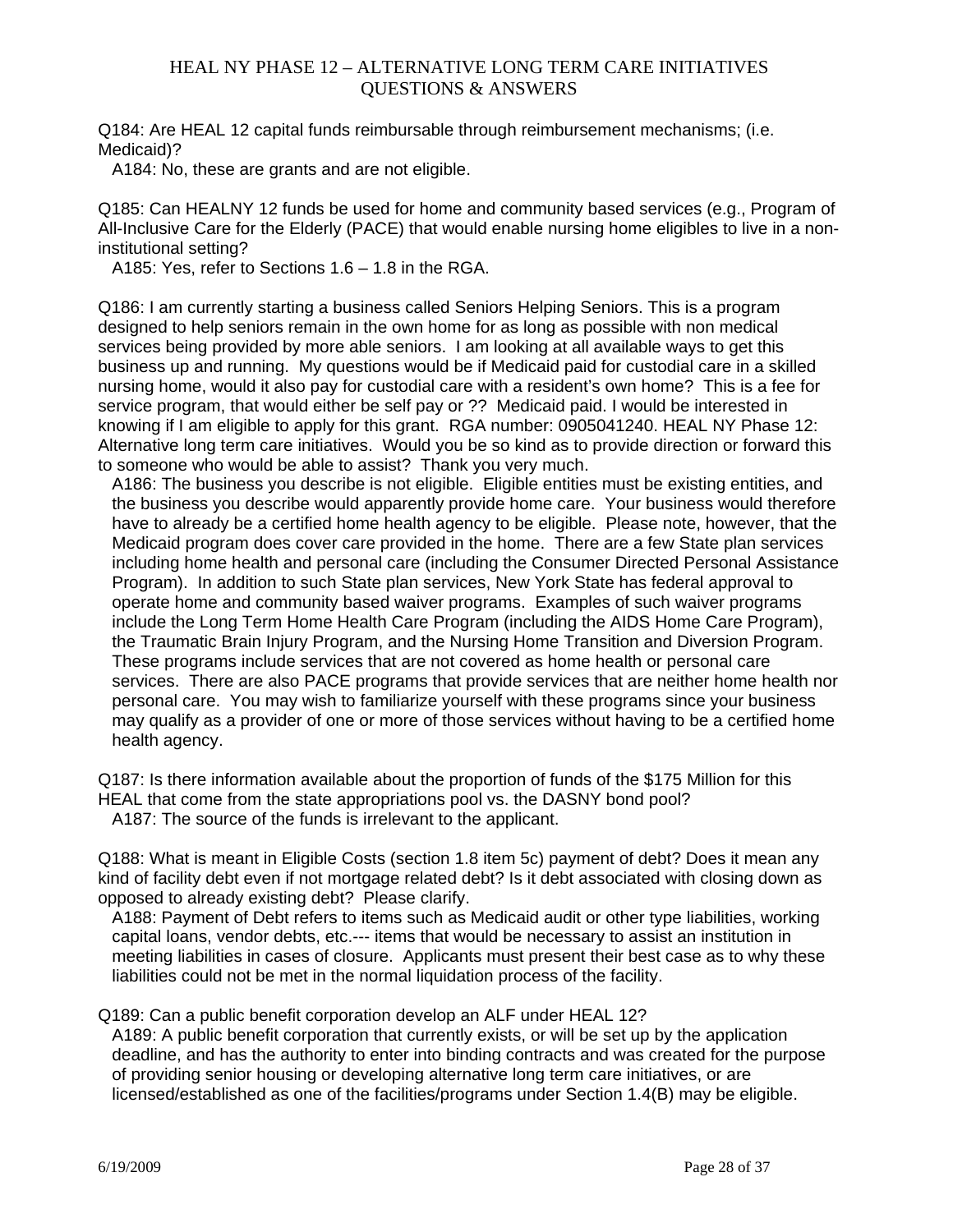Q184: Are HEAL 12 capital funds reimbursable through reimbursement mechanisms; (i.e. Medicaid)?

A184: No, these are grants and are not eligible.

Q185: Can HEALNY 12 funds be used for home and community based services (e.g., Program of All-Inclusive Care for the Elderly (PACE) that would enable nursing home eligibles to live in a non-institutional setting?

A185: Yes, refer to Sections 1.6 – 1.8 in the RGA.

Q186: I am currently starting a business called Seniors Helping Seniors. This is a program designed to help seniors remain in the own home for as long as possible with non medical services being provided by more able seniors. I am looking at all available ways to get this business up and running. My questions would be if Medicaid paid for custodial care in a skilled nursing home, would it also pay for custodial care with a resident's own home? This is a fee for service program, that would either be self pay or ?? Medicaid paid. I would be interested in knowing if I am eligible to apply for this grant. RGA number: 0905041240. HEAL NY Phase 12: Alternative long term care initiatives. Would you be so kind as to provide direction or forward this to someone who would be able to assist? Thank you very much.

A186: The business you describe is not eligible. Eligible entities must be existing entities, and the business you describe would apparently provide home care. Your business would therefore have to already be a certified home health agency to be eligible. Please note, however, that the Medicaid program does cover care provided in the home. There are a few State plan services including home health and personal care (including the Consumer Directed Personal Assistance Program). In addition to such State plan services, New York State has federal approval to operate home and community based waiver programs. Examples of such waiver programs include the Long Term Home Health Care Program (including the AIDS Home Care Program), the Traumatic Brain Injury Program, and the Nursing Home Transition and Diversion Program. These programs include services that are not covered as home health or personal care services. There are also PACE programs that provide services that are neither home health nor personal care. You may wish to familiarize yourself with these programs since your business may qualify as a provider of one or more of those services without having to be a certified home health agency.

Q187: Is there information available about the proportion of funds of the $175 Million for this HEAL that come from the state appropriations pool vs. the DASNY bond pool?

A187: The source of the funds is irrelevant to the applicant.

Q188: What is meant in Eligible Costs (section 1.8 item 5c) payment of debt? Does it mean any kind of facility debt even if not mortgage related debt? Is it debt associated with closing down as opposed to already existing debt? Please clarify.

A188: Payment of Debt refers to items such as Medicaid audit or other type liabilities, working capital loans, vendor debts, etc.--- items that would be necessary to assist an institution in meeting liabilities in cases of closure. Applicants must present their best case as to why these liabilities could not be met in the normal liquidation process of the facility.

Q189: Can a public benefit corporation develop an ALF under HEAL 12?

A189: A public benefit corporation that currently exists, or will be set up by the application deadline, and has the authority to enter into binding contracts and was created for the purpose of providing senior housing or developing alternative long term care initiatives, or are licensed/established as one of the facilities/programs under Section 1.4(B) may be eligible.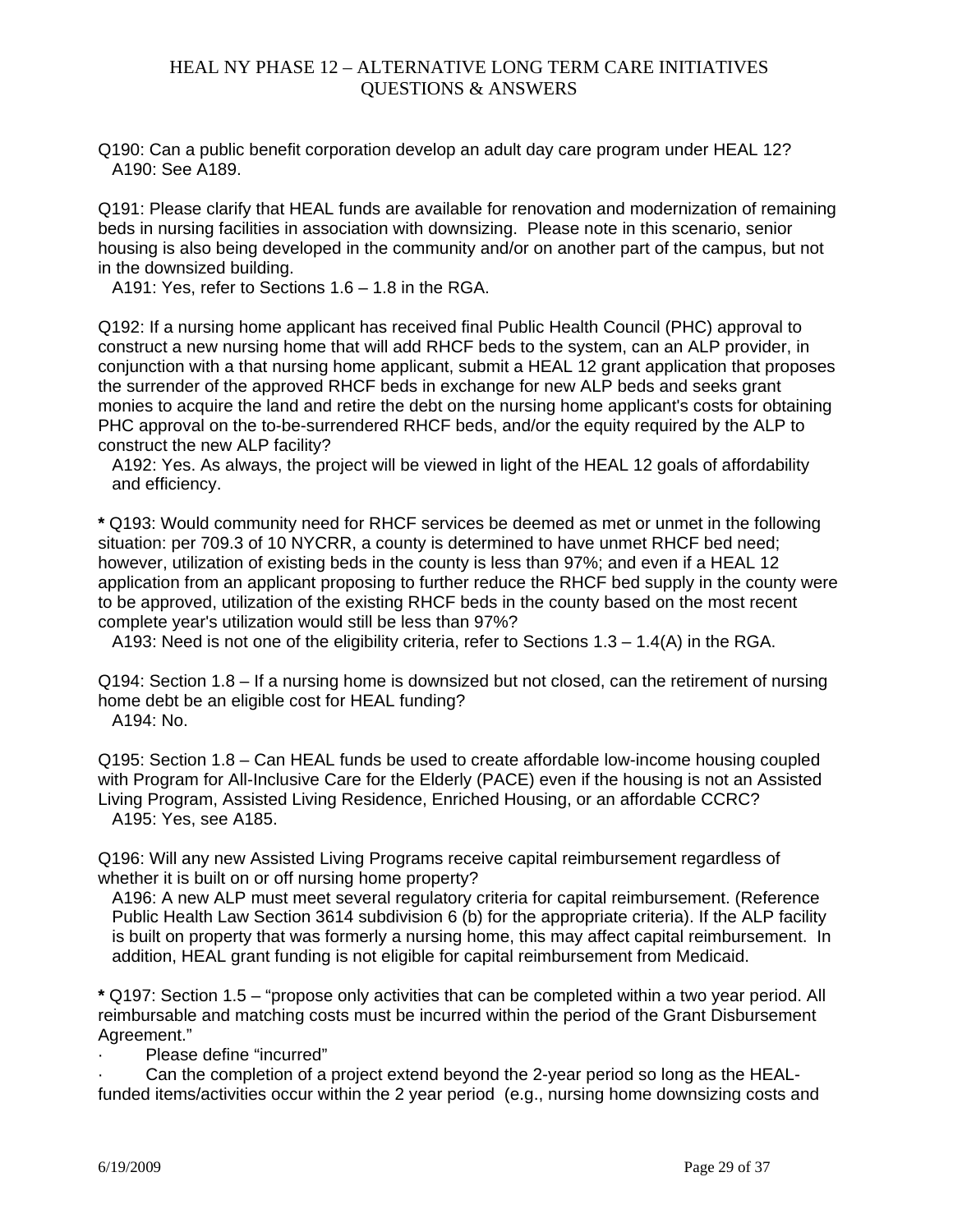Q190: Can a public benefit corporation develop an adult day care program under HEAL 12?
A190: See A189.

Q191: Please clarify that HEAL funds are available for renovation and modernization of remaining beds in nursing facilities in association with downsizing. Please note in this scenario, senior housing is also being developed in the community and/or on another part of the campus, but not in the downsized building.
A191: Yes, refer to Sections 1.6 – 1.8 in the RGA.

Q192: If a nursing home applicant has received final Public Health Council (PHC) approval to construct a new nursing home that will add RHCF beds to the system, can an ALP provider, in conjunction with a that nursing home applicant, submit a HEAL 12 grant application that proposes the surrender of the approved RHCF beds in exchange for new ALP beds and seeks grant monies to acquire the land and retire the debt on the nursing home applicant's costs for obtaining PHC approval on the to-be-surrendered RHCF beds, and/or the equity required by the ALP to construct the new ALP facility?
A192: Yes. As always, the project will be viewed in light of the HEAL 12 goals of affordability and efficiency.

**\*** Q193: Would community need for RHCF services be deemed as met or unmet in the following situation: per 709.3 of 10 NYCRR, a county is determined to have unmet RHCF bed need; however, utilization of existing beds in the county is less than 97%; and even if a HEAL 12 application from an applicant proposing to further reduce the RHCF bed supply in the county were to be approved, utilization of the existing RHCF beds in the county based on the most recent complete year's utilization would still be less than 97%?
A193: Need is not one of the eligibility criteria, refer to Sections 1.3 – 1.4(A) in the RGA.

Q194: Section 1.8 – If a nursing home is downsized but not closed, can the retirement of nursing home debt be an eligible cost for HEAL funding?
A194: No.

Q195: Section 1.8 – Can HEAL funds be used to create affordable low-income housing coupled with Program for All-Inclusive Care for the Elderly (PACE) even if the housing is not an Assisted Living Program, Assisted Living Residence, Enriched Housing, or an affordable CCRC?
A195: Yes, see A185.

Q196: Will any new Assisted Living Programs receive capital reimbursement regardless of whether it is built on or off nursing home property?
A196: A new ALP must meet several regulatory criteria for capital reimbursement. (Reference Public Health Law Section 3614 subdivision 6 (b) for the appropriate criteria). If the ALP facility is built on property that was formerly a nursing home, this may affect capital reimbursement. In addition, HEAL grant funding is not eligible for capital reimbursement from Medicaid.

**\*** Q197: Section 1.5 – "propose only activities that can be completed within a two year period. All reimbursable and matching costs must be incurred within the period of the Grant Disbursement Agreement."

- Please define "incurred"
- Can the completion of a project extend beyond the 2-year period so long as the HEAL-funded items/activities occur within the 2 year period (e.g., nursing home downsizing costs and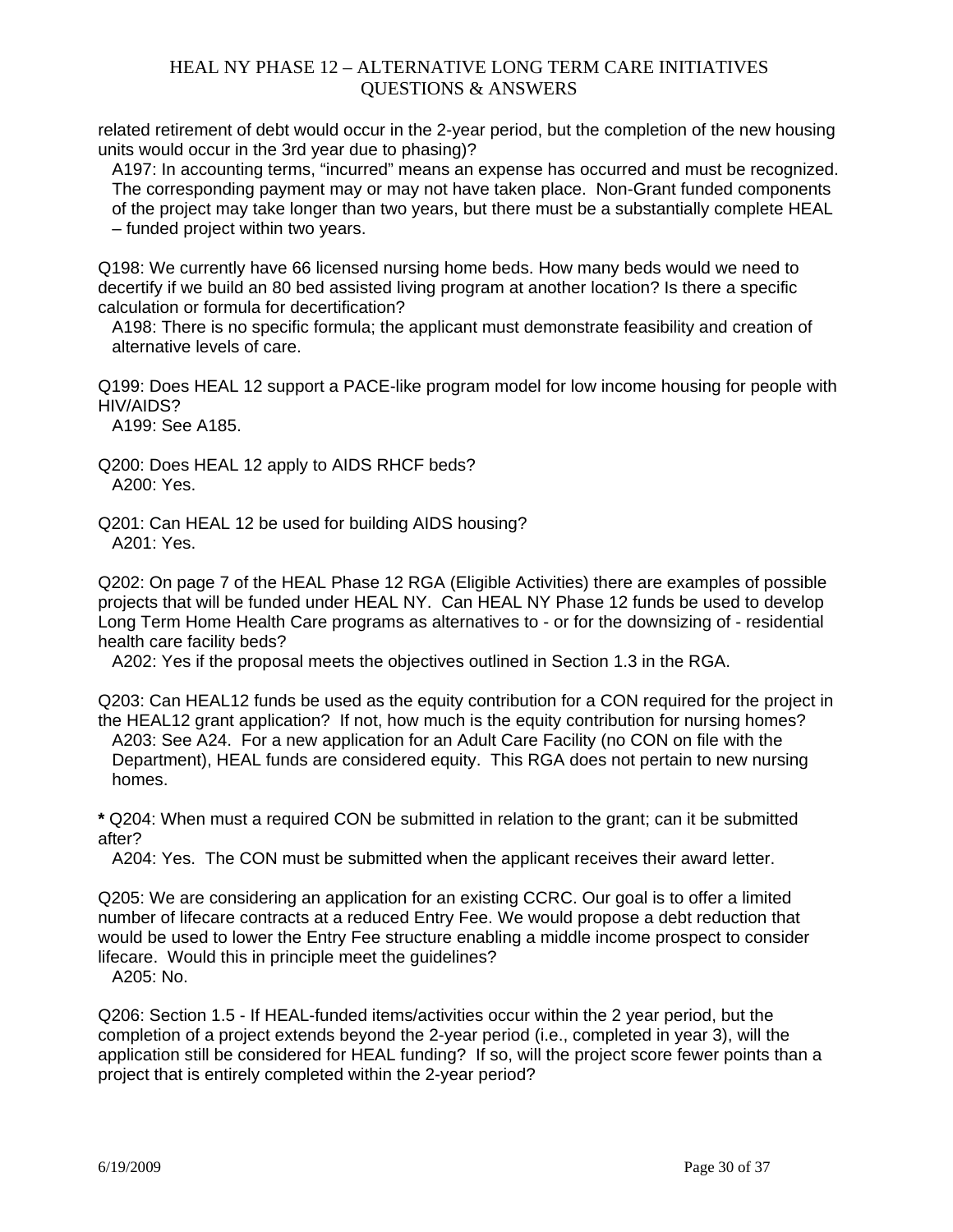related retirement of debt would occur in the 2-year period, but the completion of the new housing units would occur in the 3rd year due to phasing)?

A197: In accounting terms, "incurred" means an expense has occurred and must be recognized. The corresponding payment may or may not have taken place. Non-Grant funded components of the project may take longer than two years, but there must be a substantially complete HEAL – funded project within two years.

Q198: We currently have 66 licensed nursing home beds. How many beds would we need to decertify if we build an 80 bed assisted living program at another location? Is there a specific calculation or formula for decertification?

A198: There is no specific formula; the applicant must demonstrate feasibility and creation of alternative levels of care.

Q199: Does HEAL 12 support a PACE-like program model for low income housing for people with HIV/AIDS?

A199: See A185.

Q200: Does HEAL 12 apply to AIDS RHCF beds?

A200: Yes.

Q201: Can HEAL 12 be used for building AIDS housing?

A201: Yes.

Q202: On page 7 of the HEAL Phase 12 RGA (Eligible Activities) there are examples of possible projects that will be funded under HEAL NY. Can HEAL NY Phase 12 funds be used to develop Long Term Home Health Care programs as alternatives to - or for the downsizing of - residential health care facility beds?

A202: Yes if the proposal meets the objectives outlined in Section 1.3 in the RGA.

Q203: Can HEAL12 funds be used as the equity contribution for a CON required for the project in the HEAL12 grant application? If not, how much is the equity contribution for nursing homes?

A203: See A24. For a new application for an Adult Care Facility (no CON on file with the Department), HEAL funds are considered equity. This RGA does not pertain to new nursing homes.

**\*** Q204: When must a required CON be submitted in relation to the grant; can it be submitted after?

A204: Yes. The CON must be submitted when the applicant receives their award letter.

Q205: We are considering an application for an existing CCRC. Our goal is to offer a limited number of lifecare contracts at a reduced Entry Fee. We would propose a debt reduction that would be used to lower the Entry Fee structure enabling a middle income prospect to consider lifecare. Would this in principle meet the guidelines?

A205: No.

Q206: Section 1.5 - If HEAL-funded items/activities occur within the 2 year period, but the completion of a project extends beyond the 2-year period (i.e., completed in year 3), will the application still be considered for HEAL funding? If so, will the project score fewer points than a project that is entirely completed within the 2-year period?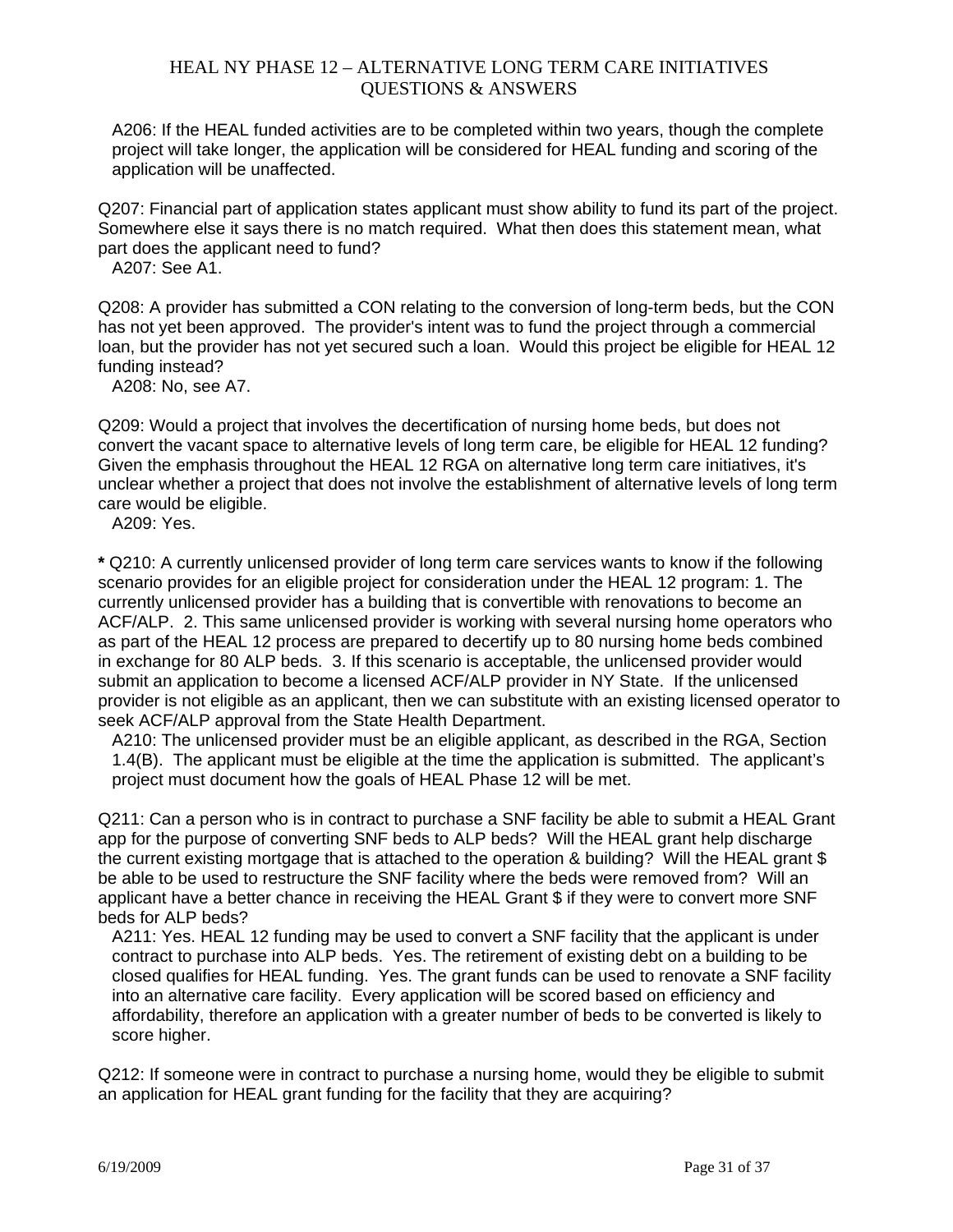A206: If the HEAL funded activities are to be completed within two years, though the complete project will take longer, the application will be considered for HEAL funding and scoring of the application will be unaffected.

Q207: Financial part of application states applicant must show ability to fund its part of the project. Somewhere else it says there is no match required. What then does this statement mean, what part does the applicant need to fund?

A207: See A1.

Q208: A provider has submitted a CON relating to the conversion of long-term beds, but the CON has not yet been approved. The provider's intent was to fund the project through a commercial loan, but the provider has not yet secured such a loan. Would this project be eligible for HEAL 12 funding instead?

A208: No, see A7.

Q209: Would a project that involves the decertification of nursing home beds, but does not convert the vacant space to alternative levels of long term care, be eligible for HEAL 12 funding? Given the emphasis throughout the HEAL 12 RGA on alternative long term care initiatives, it's unclear whether a project that does not involve the establishment of alternative levels of long term care would be eligible.

A209: Yes.

**\*** Q210: A currently unlicensed provider of long term care services wants to know if the following scenario provides for an eligible project for consideration under the HEAL 12 program: 1. The currently unlicensed provider has a building that is convertible with renovations to become an ACF/ALP. 2. This same unlicensed provider is working with several nursing home operators who as part of the HEAL 12 process are prepared to decertify up to 80 nursing home beds combined in exchange for 80 ALP beds. 3. If this scenario is acceptable, the unlicensed provider would submit an application to become a licensed ACF/ALP provider in NY State. If the unlicensed provider is not eligible as an applicant, then we can substitute with an existing licensed operator to seek ACF/ALP approval from the State Health Department.

A210: The unlicensed provider must be an eligible applicant, as described in the RGA, Section 1.4(B). The applicant must be eligible at the time the application is submitted. The applicant's project must document how the goals of HEAL Phase 12 will be met.

Q211: Can a person who is in contract to purchase a SNF facility be able to submit a HEAL Grant app for the purpose of converting SNF beds to ALP beds? Will the HEAL grant help discharge the current existing mortgage that is attached to the operation & building? Will the HEAL grant $ be able to be used to restructure the SNF facility where the beds were removed from? Will an applicant have a better chance in receiving the HEAL Grant $ if they were to convert more SNF beds for ALP beds?

A211: Yes. HEAL 12 funding may be used to convert a SNF facility that the applicant is under contract to purchase into ALP beds. Yes. The retirement of existing debt on a building to be closed qualifies for HEAL funding. Yes. The grant funds can be used to renovate a SNF facility into an alternative care facility. Every application will be scored based on efficiency and affordability, therefore an application with a greater number of beds to be converted is likely to score higher.

Q212: If someone were in contract to purchase a nursing home, would they be eligible to submit an application for HEAL grant funding for the facility that they are acquiring?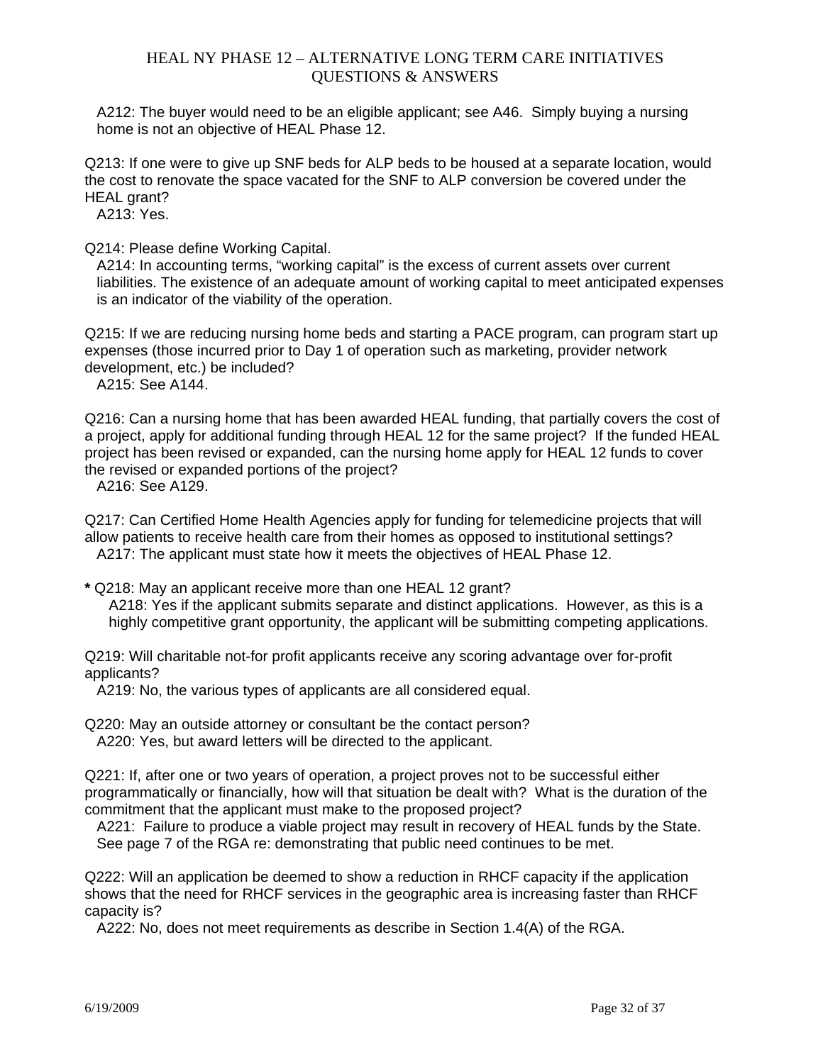A212: The buyer would need to be an eligible applicant; see A46. Simply buying a nursing home is not an objective of HEAL Phase 12.

Q213: If one were to give up SNF beds for ALP beds to be housed at a separate location, would the cost to renovate the space vacated for the SNF to ALP conversion be covered under the HEAL grant?

A213: Yes.

Q214: Please define Working Capital.

A214: In accounting terms, “working capital” is the excess of current assets over current liabilities. The existence of an adequate amount of working capital to meet anticipated expenses is an indicator of the viability of the operation.

Q215: If we are reducing nursing home beds and starting a PACE program, can program start up expenses (those incurred prior to Day 1 of operation such as marketing, provider network development, etc.) be included?

A215: See A144.

Q216: Can a nursing home that has been awarded HEAL funding, that partially covers the cost of a project, apply for additional funding through HEAL 12 for the same project? If the funded HEAL project has been revised or expanded, can the nursing home apply for HEAL 12 funds to cover the revised or expanded portions of the project?

A216: See A129.

Q217: Can Certified Home Health Agencies apply for funding for telemedicine projects that will allow patients to receive health care from their homes as opposed to institutional settings?

A217: The applicant must state how it meets the objectives of HEAL Phase 12.

**\*** Q218: May an applicant receive more than one HEAL 12 grant?

A218: Yes if the applicant submits separate and distinct applications. However, as this is a highly competitive grant opportunity, the applicant will be submitting competing applications.

Q219: Will charitable not-for profit applicants receive any scoring advantage over for-profit applicants?

A219: No, the various types of applicants are all considered equal.

Q220: May an outside attorney or consultant be the contact person?

A220: Yes, but award letters will be directed to the applicant.

Q221: If, after one or two years of operation, a project proves not to be successful either programmatically or financially, how will that situation be dealt with? What is the duration of the commitment that the applicant must make to the proposed project?

A221: Failure to produce a viable project may result in recovery of HEAL funds by the State. See page 7 of the RGA re: demonstrating that public need continues to be met.

Q222: Will an application be deemed to show a reduction in RHCF capacity if the application shows that the need for RHCF services in the geographic area is increasing faster than RHCF capacity is?

A222: No, does not meet requirements as describe in Section 1.4(A) of the RGA.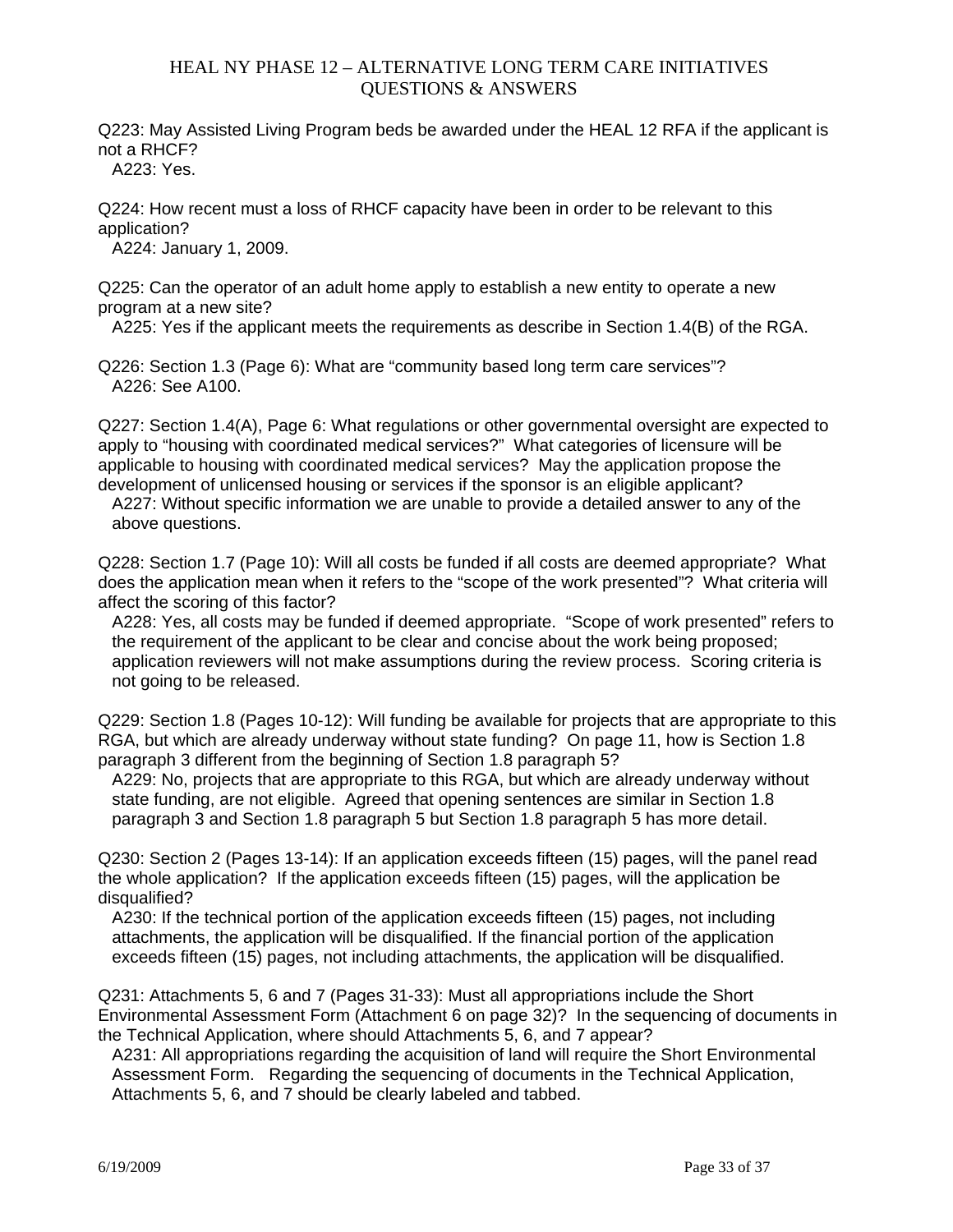Q223: May Assisted Living Program beds be awarded under the HEAL 12 RFA if the applicant is not a RHCF?

A223: Yes.

Q224: How recent must a loss of RHCF capacity have been in order to be relevant to this application?

A224: January 1, 2009.

Q225: Can the operator of an adult home apply to establish a new entity to operate a new program at a new site?

A225: Yes if the applicant meets the requirements as describe in Section 1.4(B) of the RGA.

Q226: Section 1.3 (Page 6): What are "community based long term care services"?

A226: See A100.

Q227: Section 1.4(A), Page 6: What regulations or other governmental oversight are expected to apply to "housing with coordinated medical services?" What categories of licensure will be applicable to housing with coordinated medical services? May the application propose the development of unlicensed housing or services if the sponsor is an eligible applicant?

A227: Without specific information we are unable to provide a detailed answer to any of the above questions.

Q228: Section 1.7 (Page 10): Will all costs be funded if all costs are deemed appropriate? What does the application mean when it refers to the "scope of the work presented"? What criteria will affect the scoring of this factor?

A228: Yes, all costs may be funded if deemed appropriate. "Scope of work presented" refers to the requirement of the applicant to be clear and concise about the work being proposed; application reviewers will not make assumptions during the review process. Scoring criteria is not going to be released.

Q229: Section 1.8 (Pages 10-12): Will funding be available for projects that are appropriate to this RGA, but which are already underway without state funding? On page 11, how is Section 1.8 paragraph 3 different from the beginning of Section 1.8 paragraph 5?

A229: No, projects that are appropriate to this RGA, but which are already underway without state funding, are not eligible. Agreed that opening sentences are similar in Section 1.8 paragraph 3 and Section 1.8 paragraph 5 but Section 1.8 paragraph 5 has more detail.

Q230: Section 2 (Pages 13-14): If an application exceeds fifteen (15) pages, will the panel read the whole application? If the application exceeds fifteen (15) pages, will the application be disqualified?

A230: If the technical portion of the application exceeds fifteen (15) pages, not including attachments, the application will be disqualified. If the financial portion of the application exceeds fifteen (15) pages, not including attachments, the application will be disqualified.

Q231: Attachments 5, 6 and 7 (Pages 31-33): Must all appropriations include the Short Environmental Assessment Form (Attachment 6 on page 32)? In the sequencing of documents in the Technical Application, where should Attachments 5, 6, and 7 appear?

A231: All appropriations regarding the acquisition of land will require the Short Environmental Assessment Form. Regarding the sequencing of documents in the Technical Application, Attachments 5, 6, and 7 should be clearly labeled and tabbed.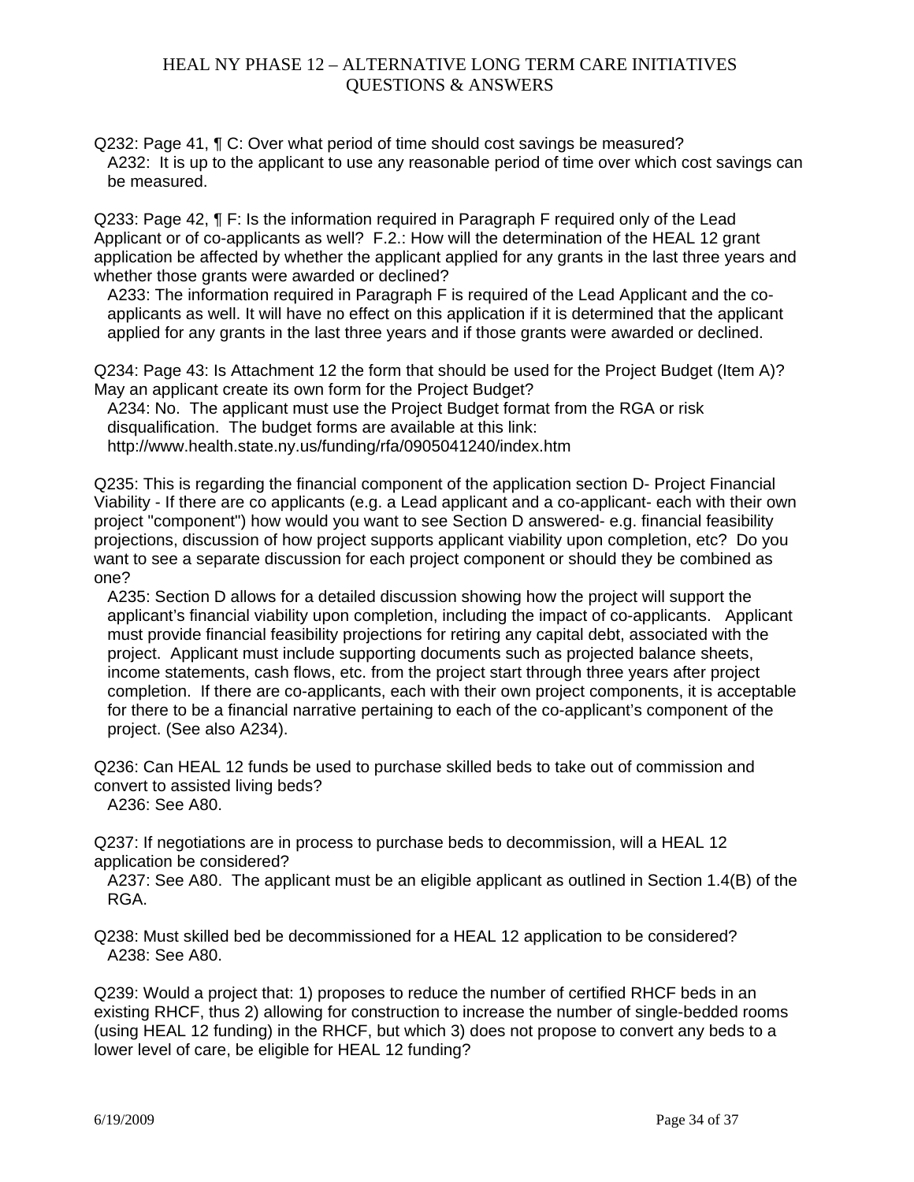Q232: Page 41, ¶ C: Over what period of time should cost savings be measured?

A232: It is up to the applicant to use any reasonable period of time over which cost savings can be measured.

Q233: Page 42, ¶ F: Is the information required in Paragraph F required only of the Lead Applicant or of co-applicants as well? F.2.: How will the determination of the HEAL 12 grant application be affected by whether the applicant applied for any grants in the last three years and whether those grants were awarded or declined?

A233: The information required in Paragraph F is required of the Lead Applicant and the co-applicants as well. It will have no effect on this application if it is determined that the applicant applied for any grants in the last three years and if those grants were awarded or declined.

Q234: Page 43: Is Attachment 12 the form that should be used for the Project Budget (Item A)? May an applicant create its own form for the Project Budget?

A234: No. The applicant must use the Project Budget format from the RGA or risk disqualification. The budget forms are available at this link: http://www.health.state.ny.us/funding/rfa/0905041240/index.htm

Q235: This is regarding the financial component of the application section D- Project Financial Viability - If there are co applicants (e.g. a Lead applicant and a co-applicant- each with their own project "component") how would you want to see Section D answered- e.g. financial feasibility projections, discussion of how project supports applicant viability upon completion, etc? Do you want to see a separate discussion for each project component or should they be combined as one?

A235: Section D allows for a detailed discussion showing how the project will support the applicant's financial viability upon completion, including the impact of co-applicants. Applicant must provide financial feasibility projections for retiring any capital debt, associated with the project. Applicant must include supporting documents such as projected balance sheets, income statements, cash flows, etc. from the project start through three years after project completion. If there are co-applicants, each with their own project components, it is acceptable for there to be a financial narrative pertaining to each of the co-applicant's component of the project. (See also A234).

Q236: Can HEAL 12 funds be used to purchase skilled beds to take out of commission and convert to assisted living beds?

A236: See A80.

Q237: If negotiations are in process to purchase beds to decommission, will a HEAL 12 application be considered?

A237: See A80. The applicant must be an eligible applicant as outlined in Section 1.4(B) of the RGA.

Q238: Must skilled bed be decommissioned for a HEAL 12 application to be considered?

A238: See A80.

Q239: Would a project that: 1) proposes to reduce the number of certified RHCF beds in an existing RHCF, thus 2) allowing for construction to increase the number of single-bedded rooms (using HEAL 12 funding) in the RHCF, but which 3) does not propose to convert any beds to a lower level of care, be eligible for HEAL 12 funding?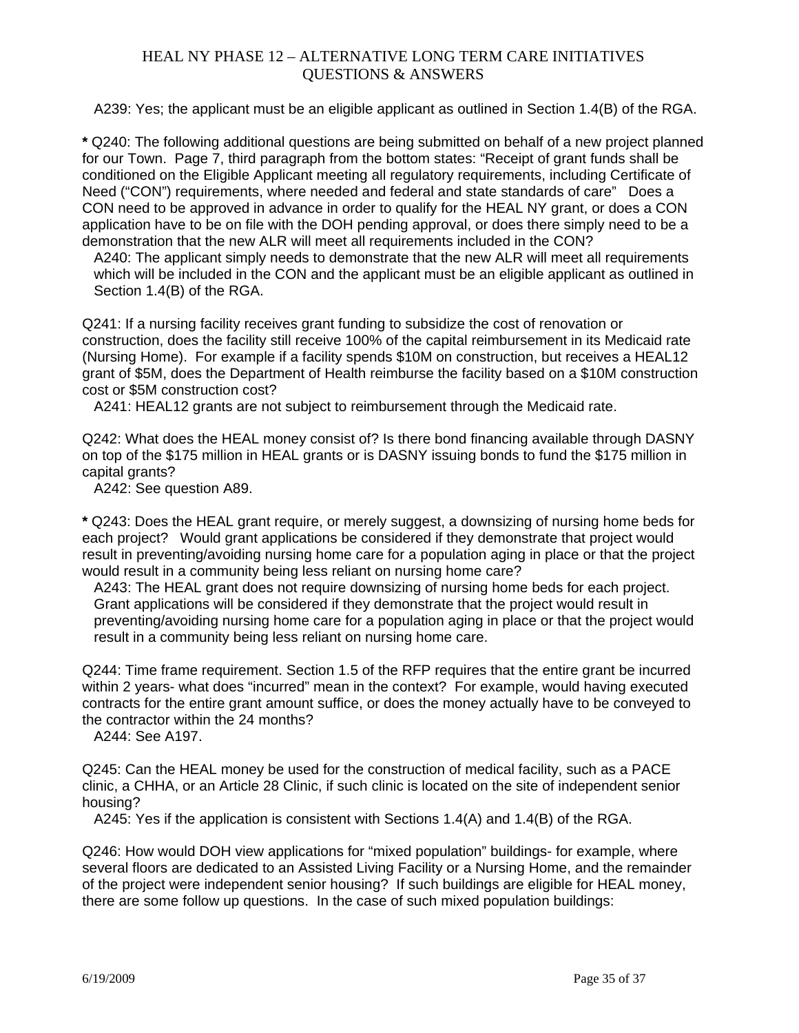A239: Yes; the applicant must be an eligible applicant as outlined in Section 1.4(B) of the RGA.

**\*** Q240: The following additional questions are being submitted on behalf of a new project planned for our Town. Page 7, third paragraph from the bottom states: "Receipt of grant funds shall be conditioned on the Eligible Applicant meeting all regulatory requirements, including Certificate of Need ("CON") requirements, where needed and federal and state standards of care" Does a CON need to be approved in advance in order to qualify for the HEAL NY grant, or does a CON application have to be on file with the DOH pending approval, or does there simply need to be a demonstration that the new ALR will meet all requirements included in the CON?

A240: The applicant simply needs to demonstrate that the new ALR will meet all requirements which will be included in the CON and the applicant must be an eligible applicant as outlined in Section 1.4(B) of the RGA.

Q241: If a nursing facility receives grant funding to subsidize the cost of renovation or construction, does the facility still receive 100% of the capital reimbursement in its Medicaid rate (Nursing Home). For example if a facility spends $10M on construction, but receives a HEAL12 grant of $5M, does the Department of Health reimburse the facility based on a $10M construction cost or $5M construction cost?

A241: HEAL12 grants are not subject to reimbursement through the Medicaid rate.

Q242: What does the HEAL money consist of? Is there bond financing available through DASNY on top of the $175 million in HEAL grants or is DASNY issuing bonds to fund the $175 million in capital grants?

A242: See question A89.

**\*** Q243: Does the HEAL grant require, or merely suggest, a downsizing of nursing home beds for each project? Would grant applications be considered if they demonstrate that project would result in preventing/avoiding nursing home care for a population aging in place or that the project would result in a community being less reliant on nursing home care?

A243: The HEAL grant does not require downsizing of nursing home beds for each project. Grant applications will be considered if they demonstrate that the project would result in preventing/avoiding nursing home care for a population aging in place or that the project would result in a community being less reliant on nursing home care.

Q244: Time frame requirement. Section 1.5 of the RFP requires that the entire grant be incurred within 2 years- what does "incurred" mean in the context? For example, would having executed contracts for the entire grant amount suffice, or does the money actually have to be conveyed to the contractor within the 24 months?

A244: See A197.

Q245: Can the HEAL money be used for the construction of medical facility, such as a PACE clinic, a CHHA, or an Article 28 Clinic, if such clinic is located on the site of independent senior housing?

A245: Yes if the application is consistent with Sections 1.4(A) and 1.4(B) of the RGA.

Q246: How would DOH view applications for "mixed population" buildings- for example, where several floors are dedicated to an Assisted Living Facility or a Nursing Home, and the remainder of the project were independent senior housing? If such buildings are eligible for HEAL money, there are some follow up questions. In the case of such mixed population buildings: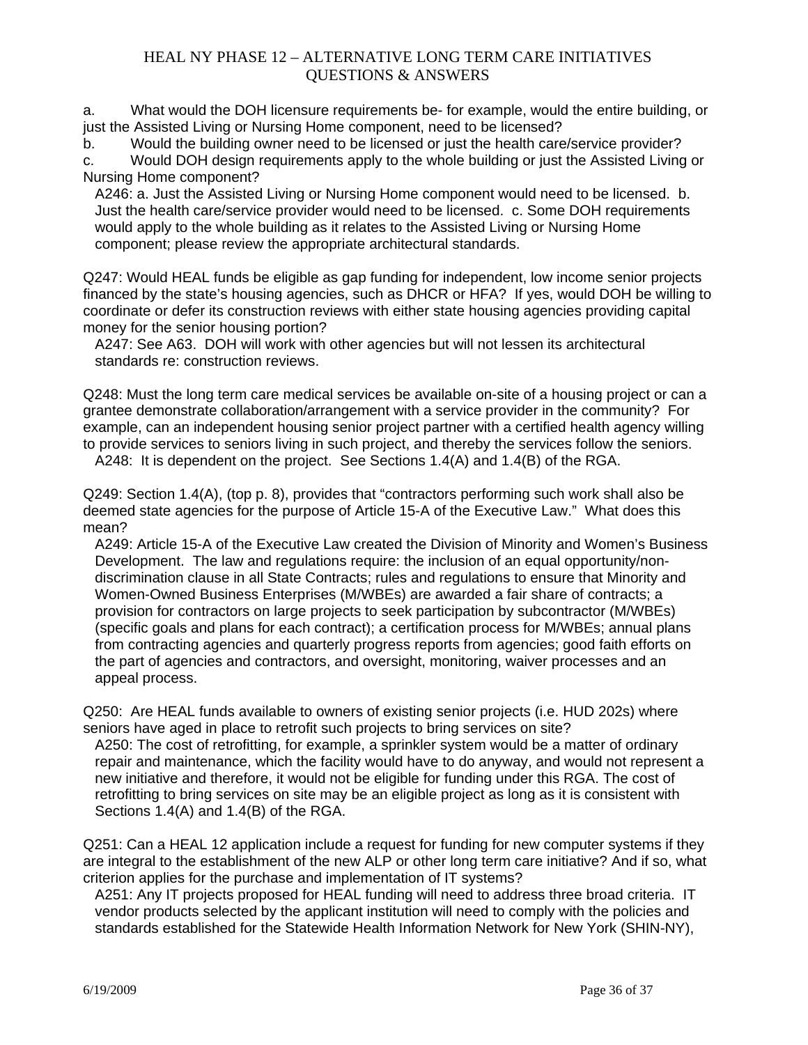a. What would the DOH licensure requirements be- for example, would the entire building, or just the Assisted Living or Nursing Home component, need to be licensed?

b. Would the building owner need to be licensed or just the health care/service provider?

c. Would DOH design requirements apply to the whole building or just the Assisted Living or Nursing Home component?

A246: a. Just the Assisted Living or Nursing Home component would need to be licensed. b. Just the health care/service provider would need to be licensed. c. Some DOH requirements would apply to the whole building as it relates to the Assisted Living or Nursing Home component; please review the appropriate architectural standards.

Q247: Would HEAL funds be eligible as gap funding for independent, low income senior projects financed by the state's housing agencies, such as DHCR or HFA? If yes, would DOH be willing to coordinate or defer its construction reviews with either state housing agencies providing capital money for the senior housing portion?

A247: See A63. DOH will work with other agencies but will not lessen its architectural standards re: construction reviews.

Q248: Must the long term care medical services be available on-site of a housing project or can a grantee demonstrate collaboration/arrangement with a service provider in the community? For example, can an independent housing senior project partner with a certified health agency willing to provide services to seniors living in such project, and thereby the services follow the seniors.

A248: It is dependent on the project. See Sections 1.4(A) and 1.4(B) of the RGA.

Q249: Section 1.4(A), (top p. 8), provides that "contractors performing such work shall also be deemed state agencies for the purpose of Article 15-A of the Executive Law." What does this mean?

A249: Article 15-A of the Executive Law created the Division of Minority and Women's Business Development. The law and regulations require: the inclusion of an equal opportunity/non-discrimination clause in all State Contracts; rules and regulations to ensure that Minority and Women-Owned Business Enterprises (M/WBEs) are awarded a fair share of contracts; a provision for contractors on large projects to seek participation by subcontractor (M/WBEs) (specific goals and plans for each contract); a certification process for M/WBEs; annual plans from contracting agencies and quarterly progress reports from agencies; good faith efforts on the part of agencies and contractors, and oversight, monitoring, waiver processes and an appeal process.

Q250: Are HEAL funds available to owners of existing senior projects (i.e. HUD 202s) where seniors have aged in place to retrofit such projects to bring services on site?

A250: The cost of retrofitting, for example, a sprinkler system would be a matter of ordinary repair and maintenance, which the facility would have to do anyway, and would not represent a new initiative and therefore, it would not be eligible for funding under this RGA. The cost of retrofitting to bring services on site may be an eligible project as long as it is consistent with Sections 1.4(A) and 1.4(B) of the RGA.

Q251: Can a HEAL 12 application include a request for funding for new computer systems if they are integral to the establishment of the new ALP or other long term care initiative? And if so, what criterion applies for the purchase and implementation of IT systems?

A251: Any IT projects proposed for HEAL funding will need to address three broad criteria. IT vendor products selected by the applicant institution will need to comply with the policies and standards established for the Statewide Health Information Network for New York (SHIN-NY),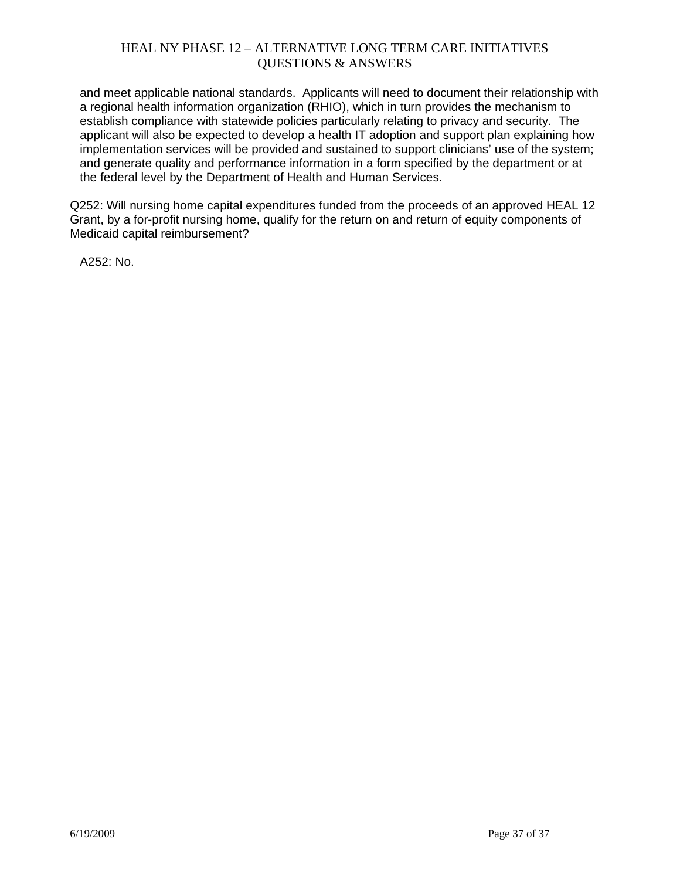and meet applicable national standards. Applicants will need to document their relationship with a regional health information organization (RHIO), which in turn provides the mechanism to establish compliance with statewide policies particularly relating to privacy and security. The applicant will also be expected to develop a health IT adoption and support plan explaining how implementation services will be provided and sustained to support clinicians' use of the system; and generate quality and performance information in a form specified by the department or at the federal level by the Department of Health and Human Services.

Q252: Will nursing home capital expenditures funded from the proceeds of an approved HEAL 12 Grant, by a for-profit nursing home, qualify for the return on and return of equity components of Medicaid capital reimbursement?

A252: No.